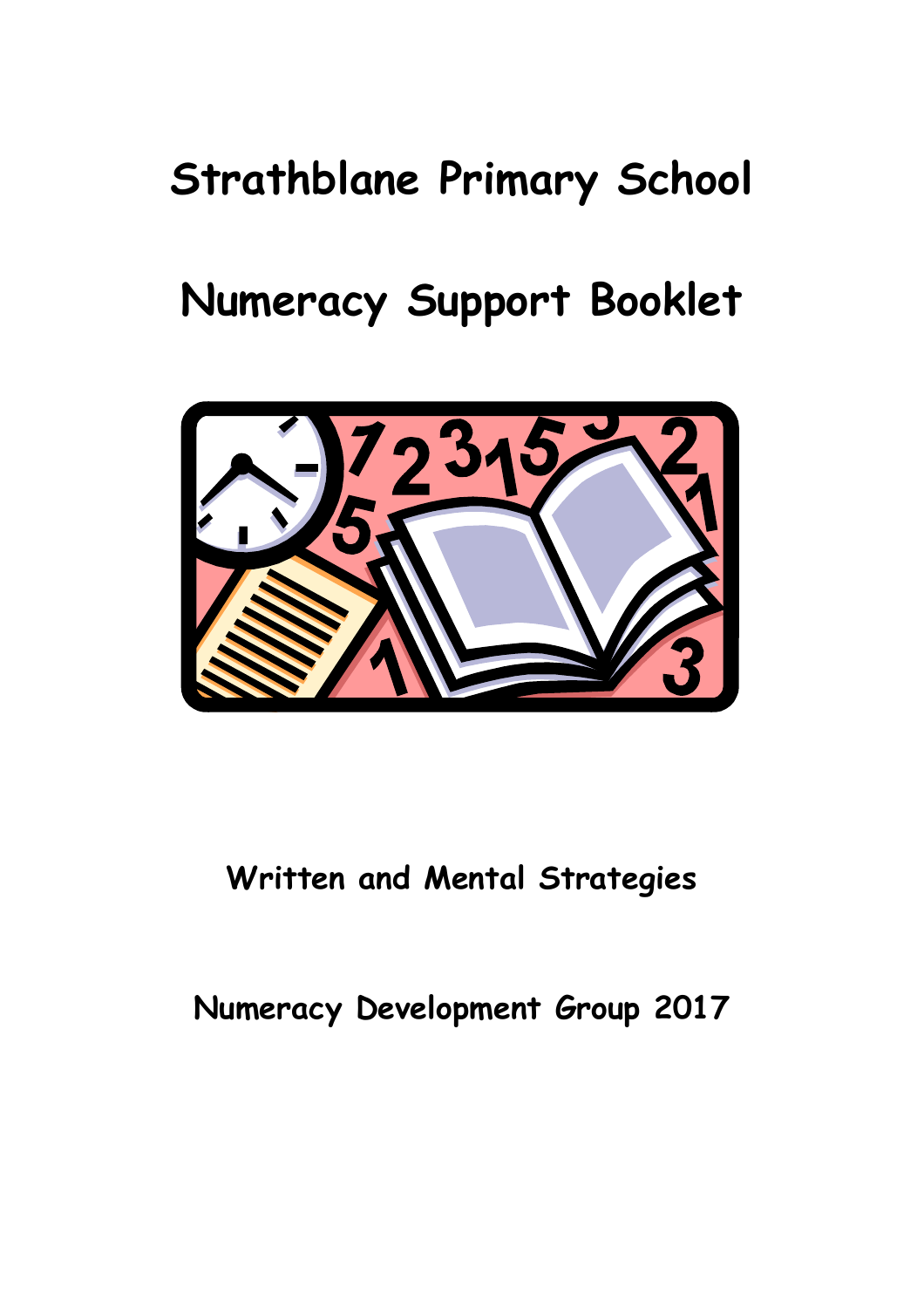# Strathblane Primary School

# Numeracy Support Booklet

**Written and Mental Strategies**

**Numeracy Development Group 2017**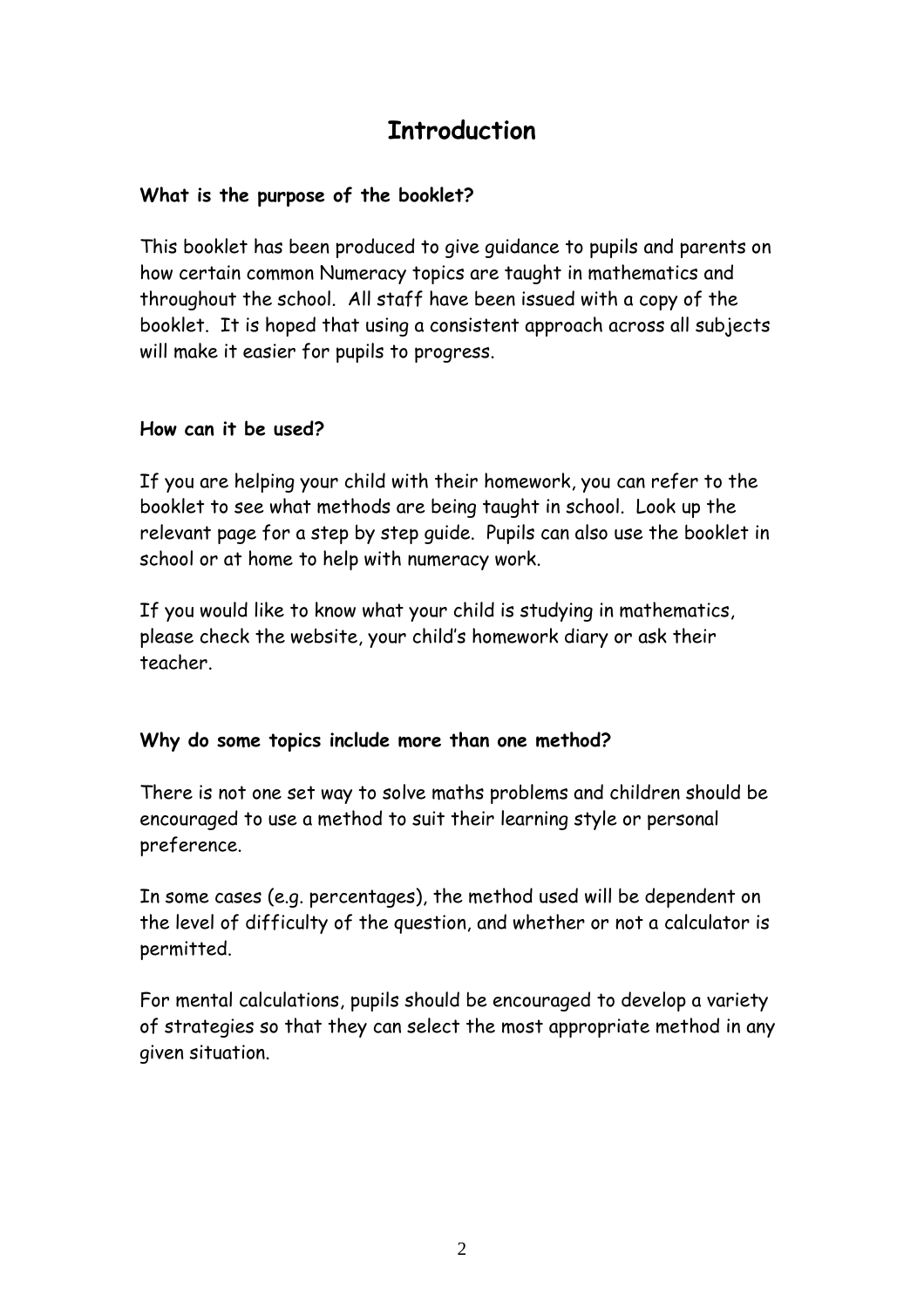# Introduction

**What is the purpose of the booklet?**

This booklet has been produced to give guidance to pupils and parents on how certain common Numeracy topics are taught in mathematics and throughout the school. All staff have been issued with a copy of the booklet. It is hoped that using a consistent approach across all subjects will make it easier for pupils to progress.

**How can it be used?**

If you are helping your child with their homework, you can refer to the booklet to see what methods are being taught in school. Look up the relevant page for a step by step guide. Pupils can also use the booklet in school or at home to help with numeracy work.

If you would like to know what your child is studying in mathematics, please check the website, your child's homework diary or ask their teacher.

**Why do some topics include more than one method?**

There is not one set way to solve maths problems and children should be encouraged to use a method to suit their learning style or personal preference.

In some cases (e.g. percentages), the method used will be dependent on the level of difficulty of the question, and whether or not a calculator is permitted.

For mental calculations, pupils should be encouraged to develop a variety of strategies so that they can select the most appropriate method in any given situation.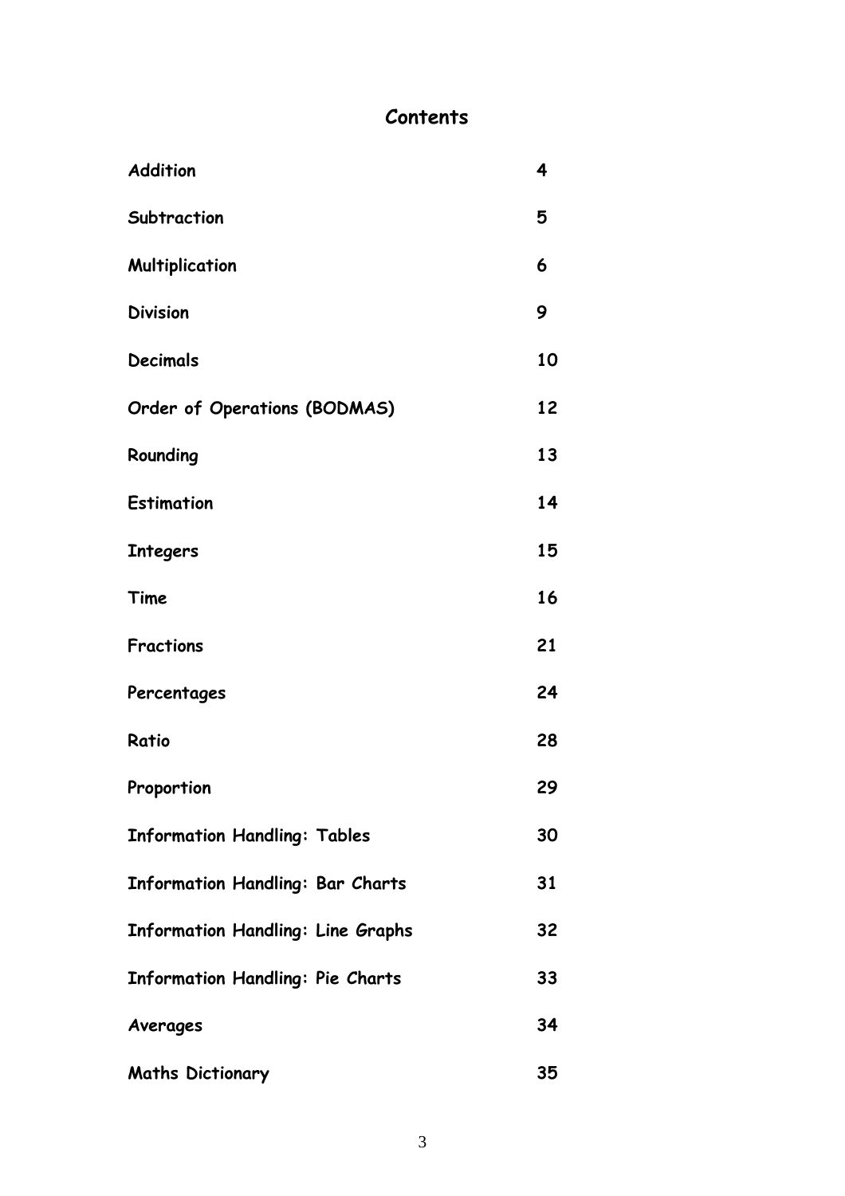# Contents

| | |
|---|---|
| **Addition** | **4** |
| **Subtraction** | **5** |
| **Multiplication** | **6** |
| **Division** | **9** |
| **Decimals** | **10** |
| **Order of Operations (BODMAS)** | **12** |
| **Rounding** | **13** |
| **Estimation** | **14** |
| **Integers** | **15** |
| **Time** | **16** |
| **Fractions** | **21** |
| **Percentages** | **24** |
| **Ratio** | **28** |
| **Proportion** | **29** |
| **Information Handling: Tables** | **30** |
| **Information Handling: Bar Charts** | **31** |
| **Information Handling: Line Graphs** | **32** |
| **Information Handling: Pie Charts** | **33** |
| **Averages** | **34** |
| **Maths Dictionary** | **35** |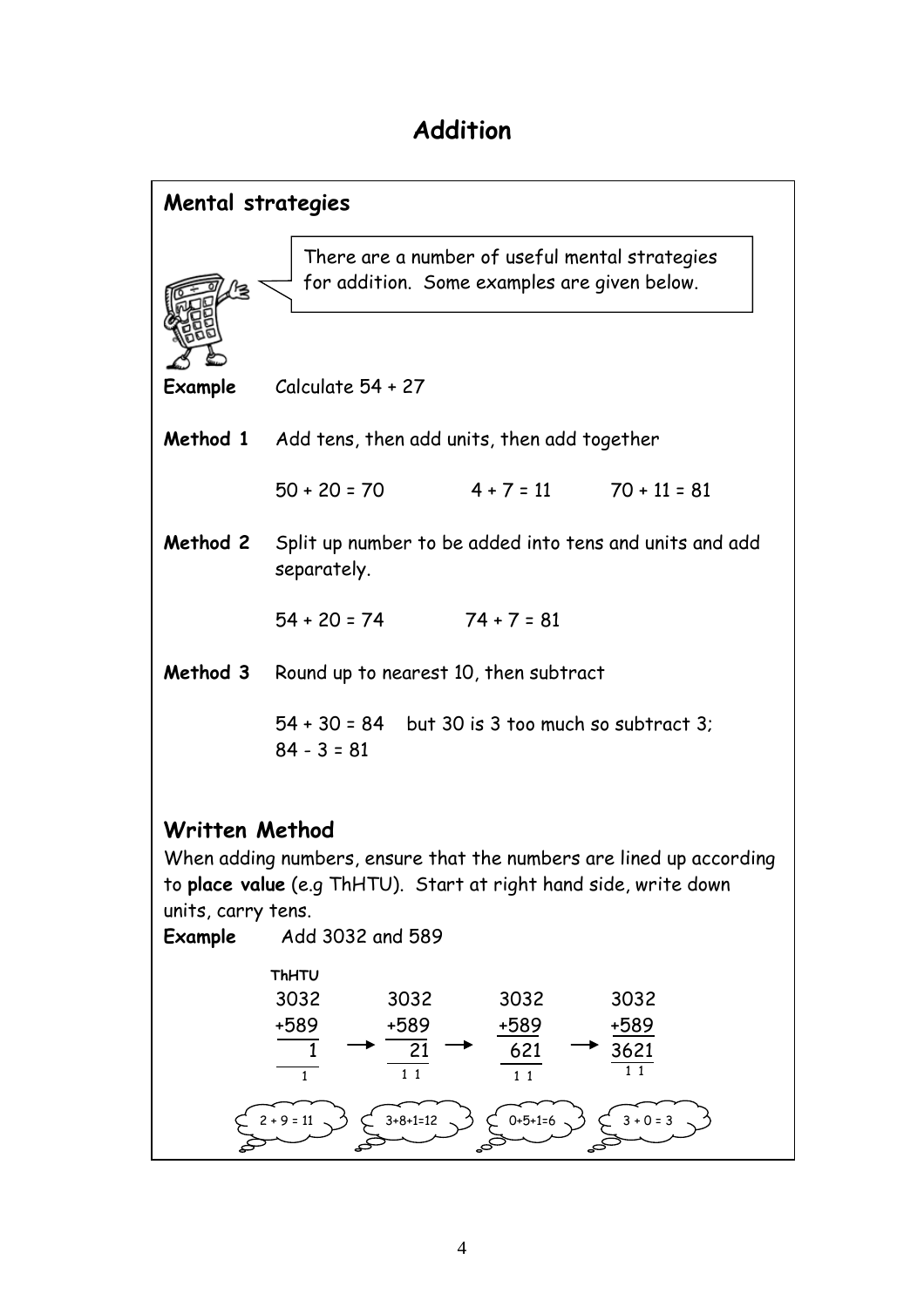# Addition

## Mental strategies

There are a number of useful mental strategies for addition. Some examples are given below.

**Example** Calculate 54 + 27

**Method 1** Add tens, then add units, then add together

50 + 20 = 70    4 + 7 = 11    70 + 11 = 81

**Method 2** Split up number to be added into tens and units and add separately.

54 + 20 = 74    74 + 7 = 81

**Method 3** Round up to nearest 10, then subtract

54 + 30 = 84  but 30 is 3 too much so subtract 3;
84 - 3 = 81

## Written Method

When adding numbers, ensure that the numbers are lined up according to **place value** (e.g ThHTU). Start at right hand side, write down units, carry tens.

**Example** Add 3032 and 589

```
ThHTU
 3032        3032        3032        3032
 +589   →    +589   →    +589   →    +589
    1          21         621        3621
    1         1 1         1 1         1 1

2 + 9 = 11   3+8+1=12    0+5+1=6     3 + 0 = 3
```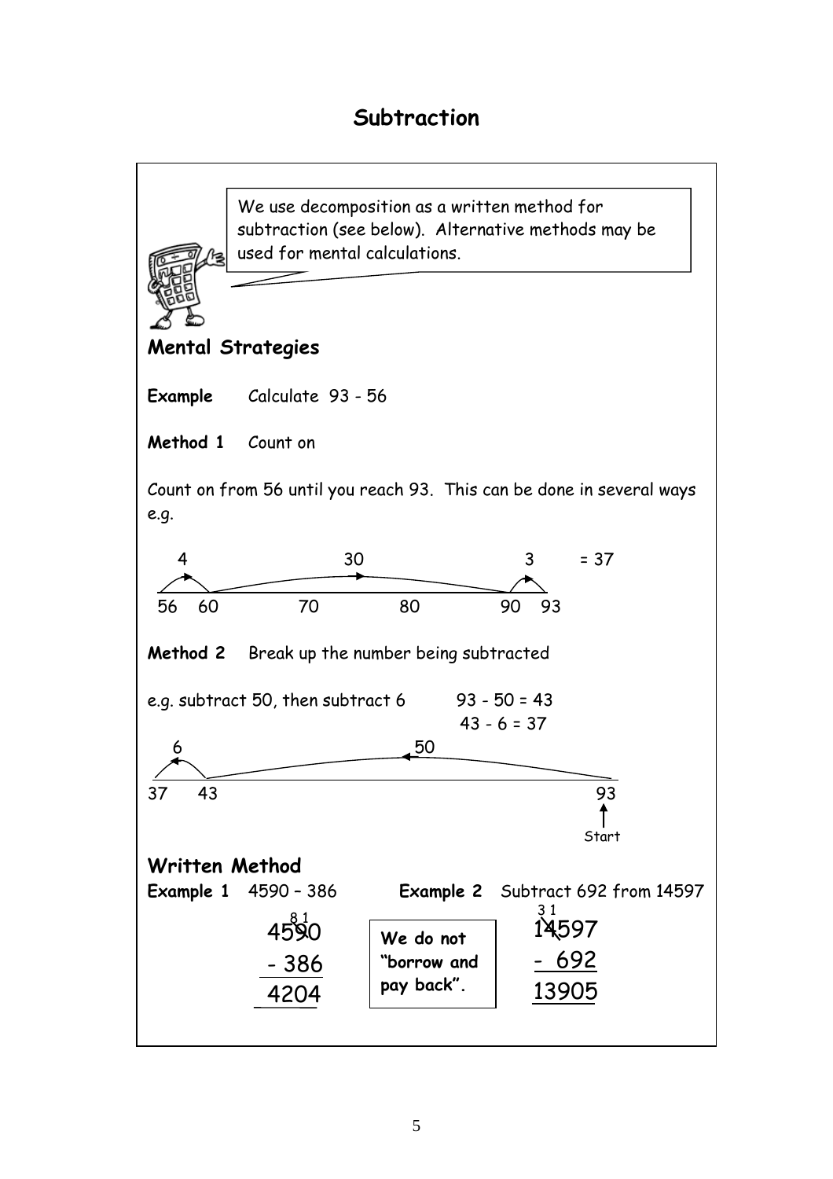# Subtraction

We use decomposition as a written method for subtraction (see below). Alternative methods may be used for mental calculations.

## Mental Strategies

**Example** Calculate 93 - 56

**Method 1** Count on

Count on from 56 until you reach 93. This can be done in several ways e.g.

4 30 3 = 37

56 60 70 80 90 93

**Method 2** Break up the number being subtracted

e.g. subtract 50, then subtract 6 93 - 50 = 43

43 - 6 = 37

6 50

37 43 93

Start

## Written Method

**Example 1** 4590 – 386

```
  8 1
 4590
- 386
 4204
```

**We do not "borrow and pay back".**

**Example 2** Subtract 692 from 14597

```
 3 1
 14597
-  692
 13905
```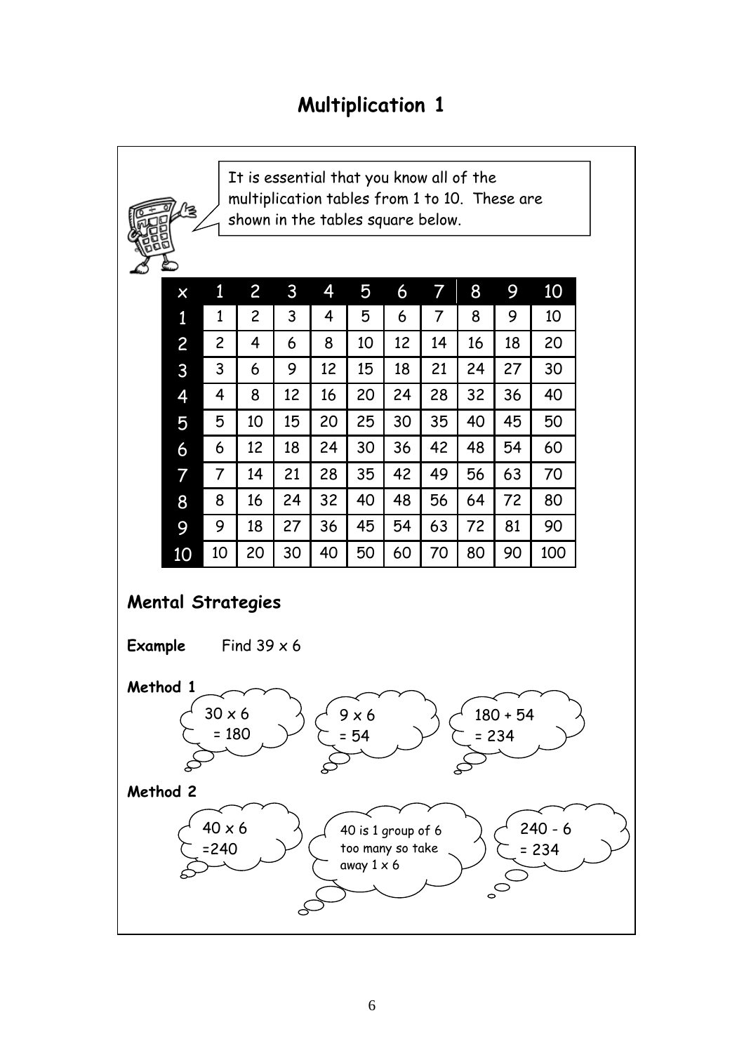# Multiplication 1

It is essential that you know all of the multiplication tables from 1 to 10. These are shown in the tables square below.

| x | 1 | 2 | 3 | 4 | 5 | 6 | 7 | 8 | 9 | 10 |
|---|---|---|---|---|---|---|---|---|---|---|
| 1 | 1 | 2 | 3 | 4 | 5 | 6 | 7 | 8 | 9 | 10 |
| 2 | 2 | 4 | 6 | 8 | 10 | 12 | 14 | 16 | 18 | 20 |
| 3 | 3 | 6 | 9 | 12 | 15 | 18 | 21 | 24 | 27 | 30 |
| 4 | 4 | 8 | 12 | 16 | 20 | 24 | 28 | 32 | 36 | 40 |
| 5 | 5 | 10 | 15 | 20 | 25 | 30 | 35 | 40 | 45 | 50 |
| 6 | 6 | 12 | 18 | 24 | 30 | 36 | 42 | 48 | 54 | 60 |
| 7 | 7 | 14 | 21 | 28 | 35 | 42 | 49 | 56 | 63 | 70 |
| 8 | 8 | 16 | 24 | 32 | 40 | 48 | 56 | 64 | 72 | 80 |
| 9 | 9 | 18 | 27 | 36 | 45 | 54 | 63 | 72 | 81 | 90 |
| 10 | 10 | 20 | 30 | 40 | 50 | 60 | 70 | 80 | 90 | 100 |

## Mental Strategies

**Example** Find 39 x 6

**Method 1**

30 x 6 = 180

9 x 6 = 54

180 + 54 = 234

**Method 2**

40 x 6 =240

40 is 1 group of 6 too many so take away 1 x 6

240 - 6 = 234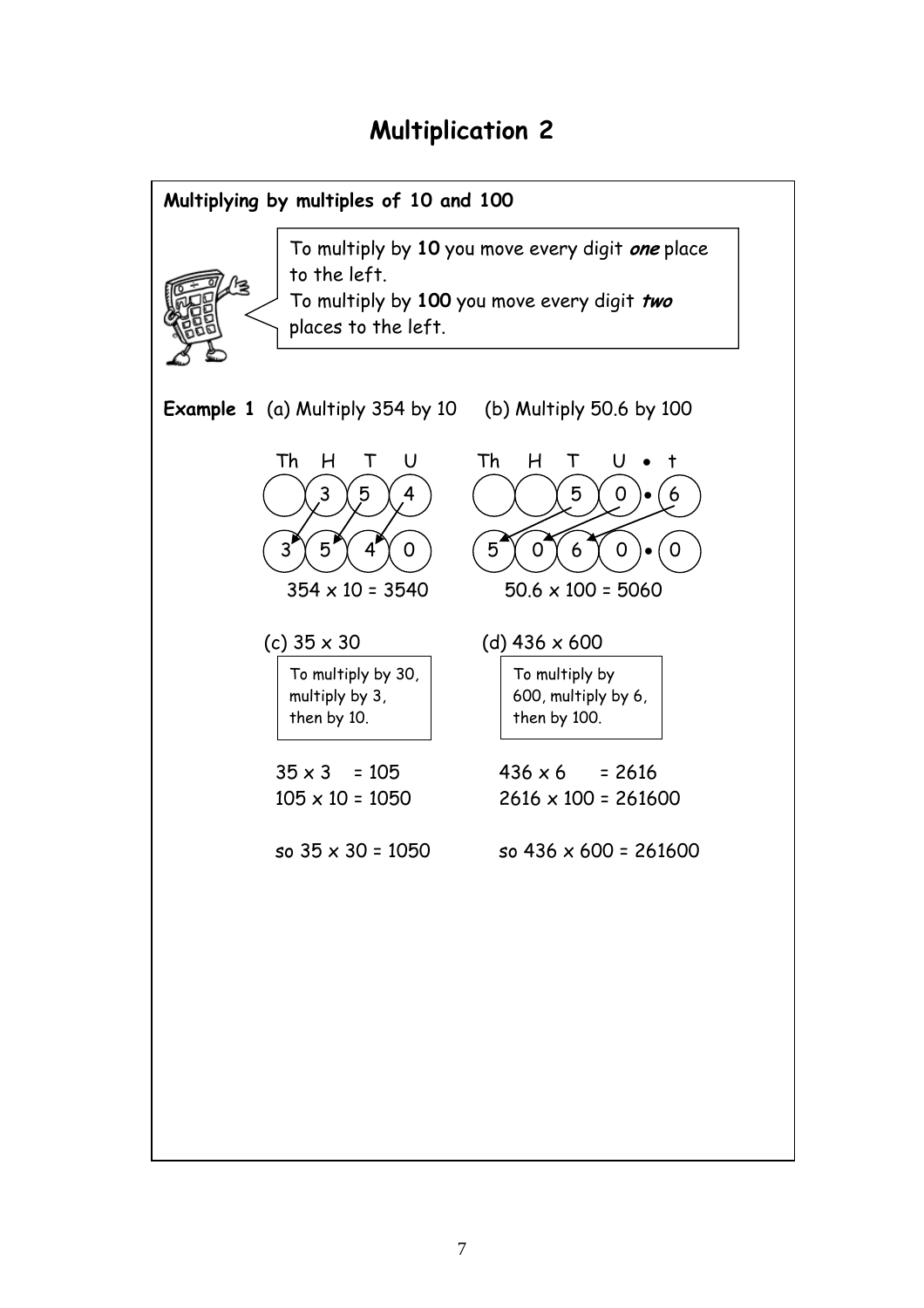# Multiplication 2

**Multiplying by multiples of 10 and 100**

To multiply by **10** you move every digit ***one*** place to the left.
To multiply by **100** you move every digit ***two*** places to the left.

**Example 1** (a) Multiply 354 by 10 (b) Multiply 50.6 by 100

(a)

| Th | H | T | U |
|---|---|---|---|
| | 3 | 5 | 4 |
| 3 | 5 | 4 | 0 |

354 x 10 = 3540

(b)

| Th | H | T | U | • | t |
|---|---|---|---|---|---|
| | | 5 | 0 | • | 6 |
| 5 | 0 | 6 | 0 | • | 0 |

50.6 x 100 = 5060

(c) 35 x 30

To multiply by 30, multiply by 3, then by 10.

35 x 3 = 105
105 x 10 = 1050

so 35 x 30 = 1050

(d) 436 x 600

To multiply by 600, multiply by 6, then by 100.

436 x 6 = 2616
2616 x 100 = 261600

so 436 x 600 = 261600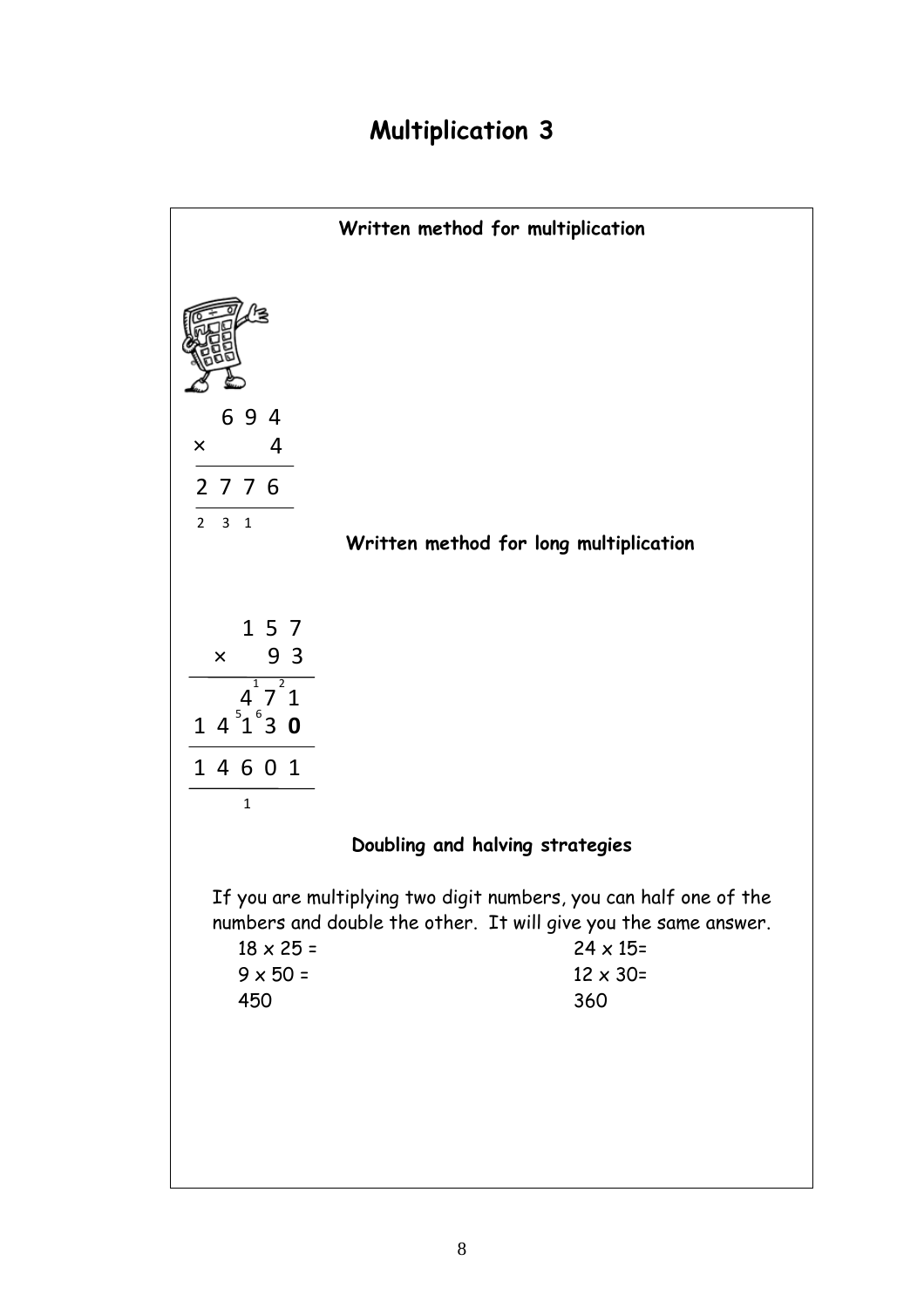# Multiplication 3

## Written method for multiplication

```
   6 9 4
×      4
--------
 2 7 7 6
--------
 2 3 1
```

## Written method for long multiplication

```
      1 5 7
  ×     9 3
-----------
      4 7 1      (carries: 1 2)
  1 4 1 3 0      (carries: 5 6)
-----------
  1 4 6 0 1
-----------
      1
```

## Doubling and halving strategies

If you are multiplying two digit numbers, you can half one of the numbers and double the other. It will give you the same answer.

| | |
|---|---|
| 18 x 25 = | 24 x 15= |
| 9 x 50 = | 12 x 30= |
| 450 | 360 |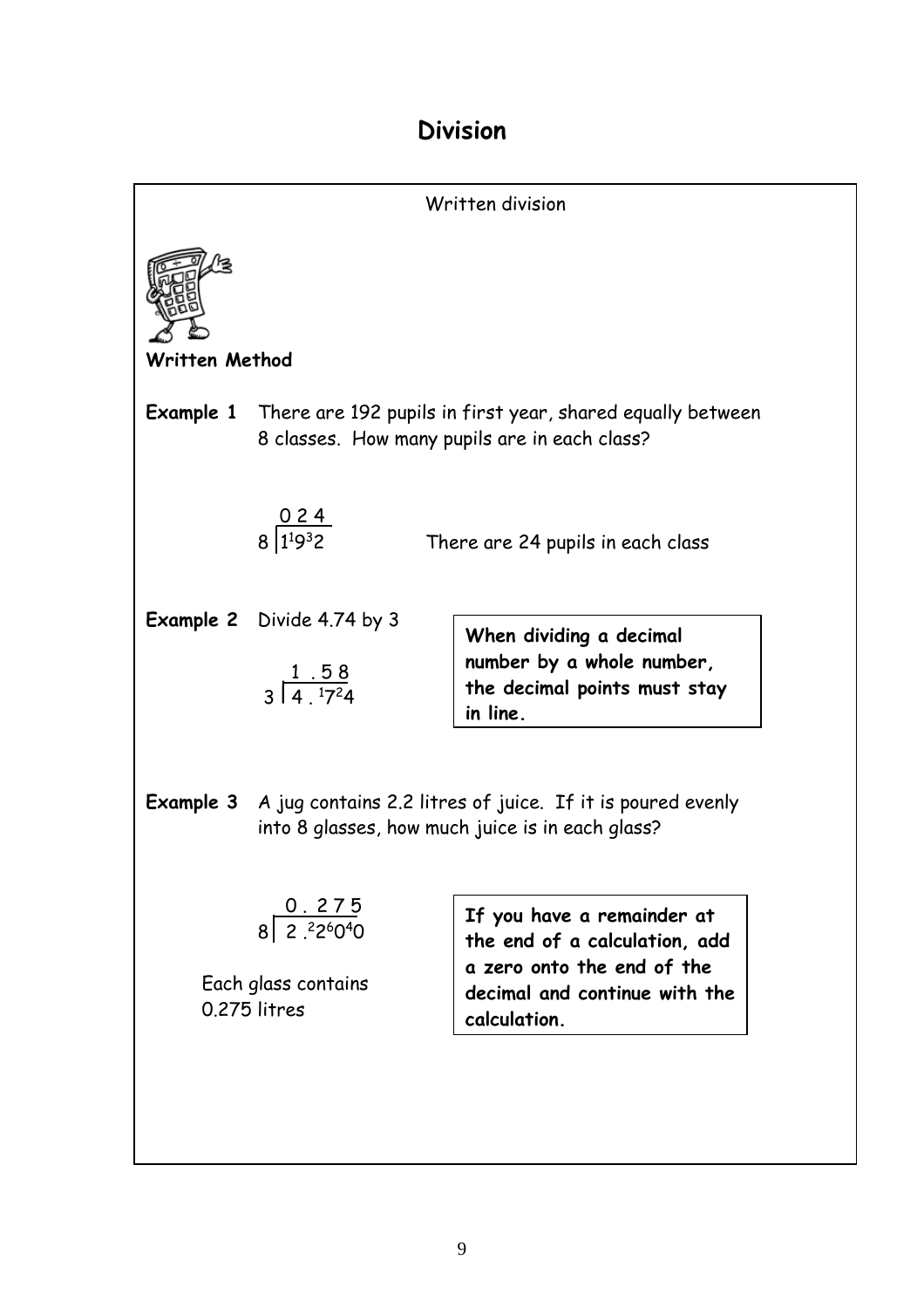# Division

Written division

**Written Method**

**Example 1** There are 192 pupils in first year, shared equally between 8 classes. How many pupils are in each class?

$$8 \overline{\smash{)}\,1^{1}9^{3}2} \quad \text{quotient: } 0\,2\,4$$

There are 24 pupils in each class

**Example 2** Divide 4.74 by 3

$$3 \overline{\smash{)}\,4\,.\,^{1}7^{2}4} \quad \text{quotient: } 1\,.\,5\,8$$

**When dividing a decimal number by a whole number, the decimal points must stay in line.**

**Example 3** A jug contains 2.2 litres of juice. If it is poured evenly into 8 glasses, how much juice is in each glass?

$$8 \overline{\smash{)}\,2\,.\,^{2}2^{6}0^{4}0} \quad \text{quotient: } 0\,.\,2\,7\,5$$

Each glass contains 0.275 litres

**If you have a remainder at the end of a calculation, add a zero onto the end of the decimal and continue with the calculation.**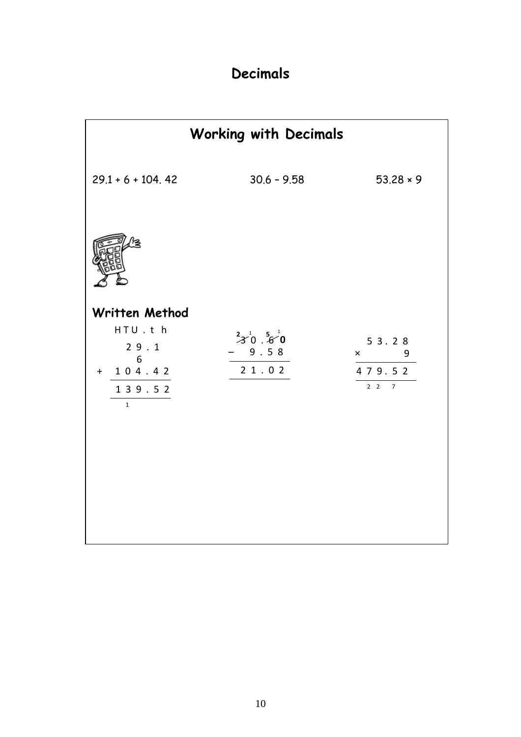# Decimals

## Working with Decimals

29.1 + 6 + 104. 42 30.6 – 9.58 53.28 × 9

**Written Method**

```
  HTU . t h
   2 9 . 1
     6
+ 1 0 4 . 4 2
  ___________
  1 3 9 . 5 2
    1
```

```
  2 1   5 1
  3 0 . 6 0
–   9 . 5 8
  _________
  2 1 . 0 2
```

```
   5 3 . 2 8
×          9
  ___________
  4 7 9 . 5 2
    2 2   7
```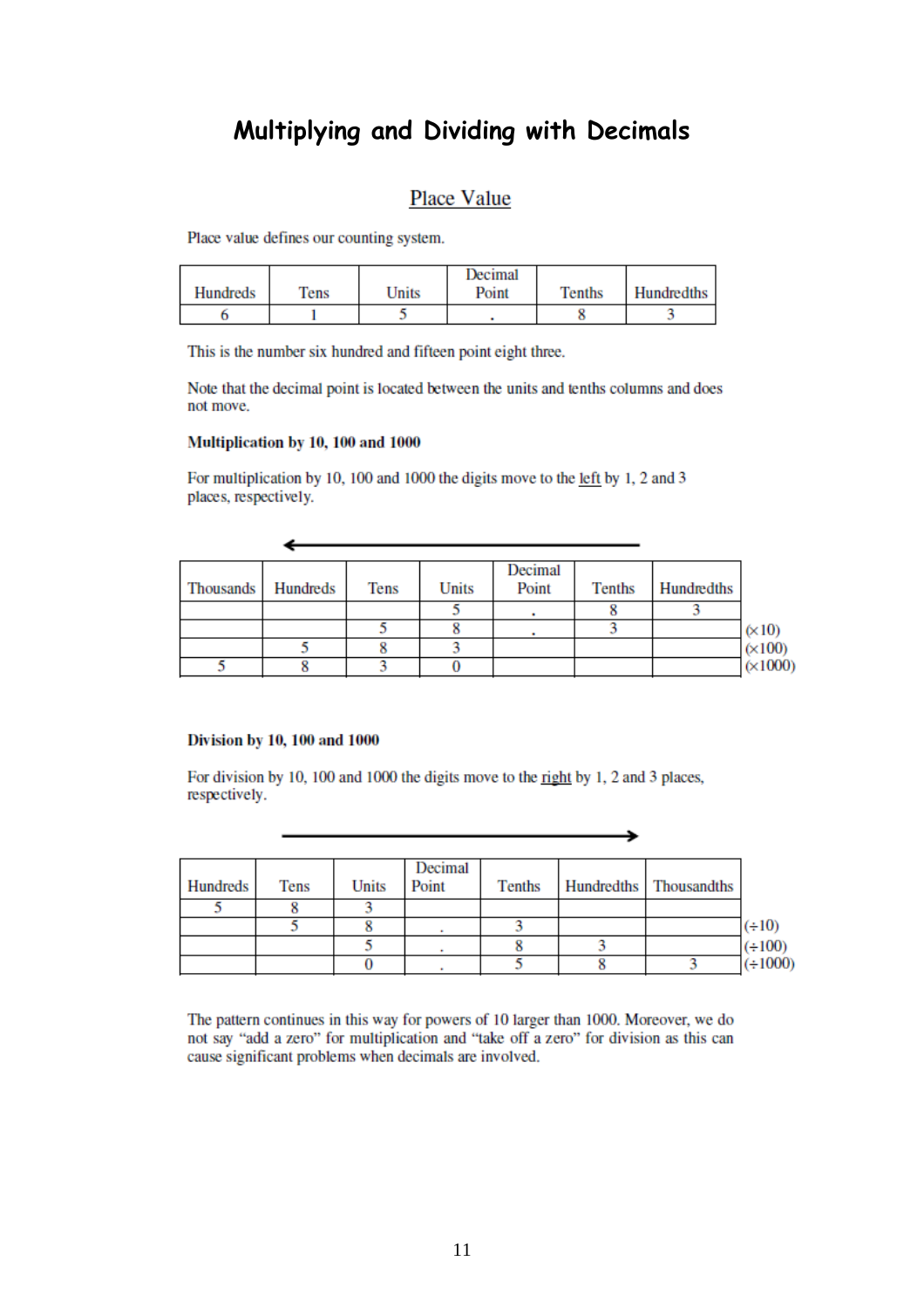# Multiplying and Dividing with Decimals

## Place Value

Place value defines our counting system.

| Hundreds | Tens | Units | Decimal Point | Tenths | Hundredths |
|---|---|---|---|---|---|
| 6 | 1 | 5 | . | 8 | 3 |

This is the number six hundred and fifteen point eight three.

Note that the decimal point is located between the units and tenths columns and does not move.

**Multiplication by 10, 100 and 1000**

For multiplication by 10, 100 and 1000 the digits move to the left by 1, 2 and 3 places, respectively.

←

| Thousands | Hundreds | Tens | Units | Decimal Point | Tenths | Hundredths | |
|---|---|---|---|---|---|---|---|
| | | | 5 | . | 8 | 3 | |
| | | 5 | 8 | . | 3 | | (×10) |
| | 5 | 8 | 3 | | | | (×100) |
| 5 | 8 | 3 | 0 | | | | (×1000) |

**Division by 10, 100 and 1000**

For division by 10, 100 and 1000 the digits move to the right by 1, 2 and 3 places, respectively.

→

| Hundreds | Tens | Units | Decimal Point | Tenths | Hundredths | Thousandths | |
|---|---|---|---|---|---|---|---|
| 5 | 8 | 3 | | | | | |
| | 5 | 8 | . | 3 | | | (÷10) |
| | | 5 | . | 8 | 3 | | (÷100) |
| | | 0 | . | 5 | 8 | 3 | (÷1000) |

The pattern continues in this way for powers of 10 larger than 1000. Moreover, we do not say "add a zero" for multiplication and "take off a zero" for division as this can cause significant problems when decimals are involved.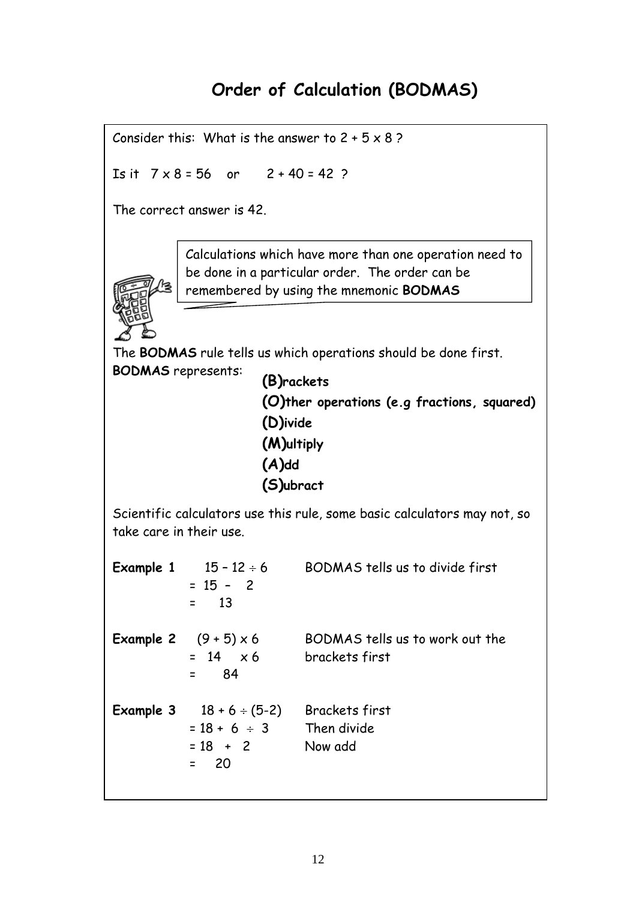# Order of Calculation (BODMAS)

Consider this: What is the answer to $2 + 5 \times 8$ ?

Is it $7 \times 8 = 56$ or $2 + 40 = 42$ ?

The correct answer is 42.

Calculations which have more than one operation need to be done in a particular order. The order can be remembered by using the mnemonic **BODMAS**

The **BODMAS** rule tells us which operations should be done first.

**BODMAS** represents:

- **(B)rackets**
- **(O)ther operations (e.g fractions, squared)**
- **(D)ivide**
- **(M)ultiply**
- **(A)dd**
- **(S)ubract**

Scientific calculators use this rule, some basic calculators may not, so take care in their use.

**Example 1** $15 - 12 \div 6$ BODMAS tells us to divide first

$= 15 - 2$

$= 13$

**Example 2** $(9 + 5) \times 6$ BODMAS tells us to work out the brackets first

$= 14 \times 6$

$= 84$

**Example 3** $18 + 6 \div (5\text{-}2)$ Brackets first

$= 18 + 6 \div 3$ Then divide

$= 18 + 2$ Now add

$= 20$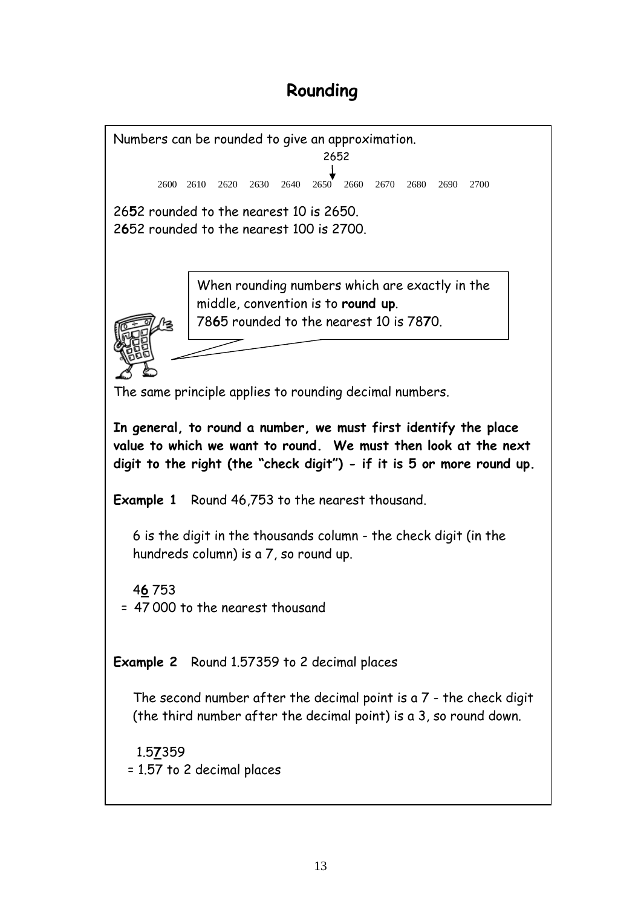# Rounding

Numbers can be rounded to give an approximation.

2652 ↓

2600 2610 2620 2630 2640 2650 2660 2670 2680 2690 2700

26**5**2 rounded to the nearest 10 is 2650.
2**6**52 rounded to the nearest 100 is 2700.

> When rounding numbers which are exactly in the middle, convention is to **round up**.
> 78**6**5 rounded to the nearest 10 is 78**7**0.

The same principle applies to rounding decimal numbers.

**In general, to round a number, we must first identify the place value to which we want to round. We must then look at the next digit to the right (the "check digit") - if it is 5 or more round up.**

**Example 1** Round 46,753 to the nearest thousand.

6 is the digit in the thousands column - the check digit (in the hundreds column) is a 7, so round up.

4**6** 753
= 47 000 to the nearest thousand

**Example 2** Round 1.57359 to 2 decimal places

The second number after the decimal point is a 7 - the check digit (the third number after the decimal point) is a 3, so round down.

1.5**7**359
= 1.57 to 2 decimal places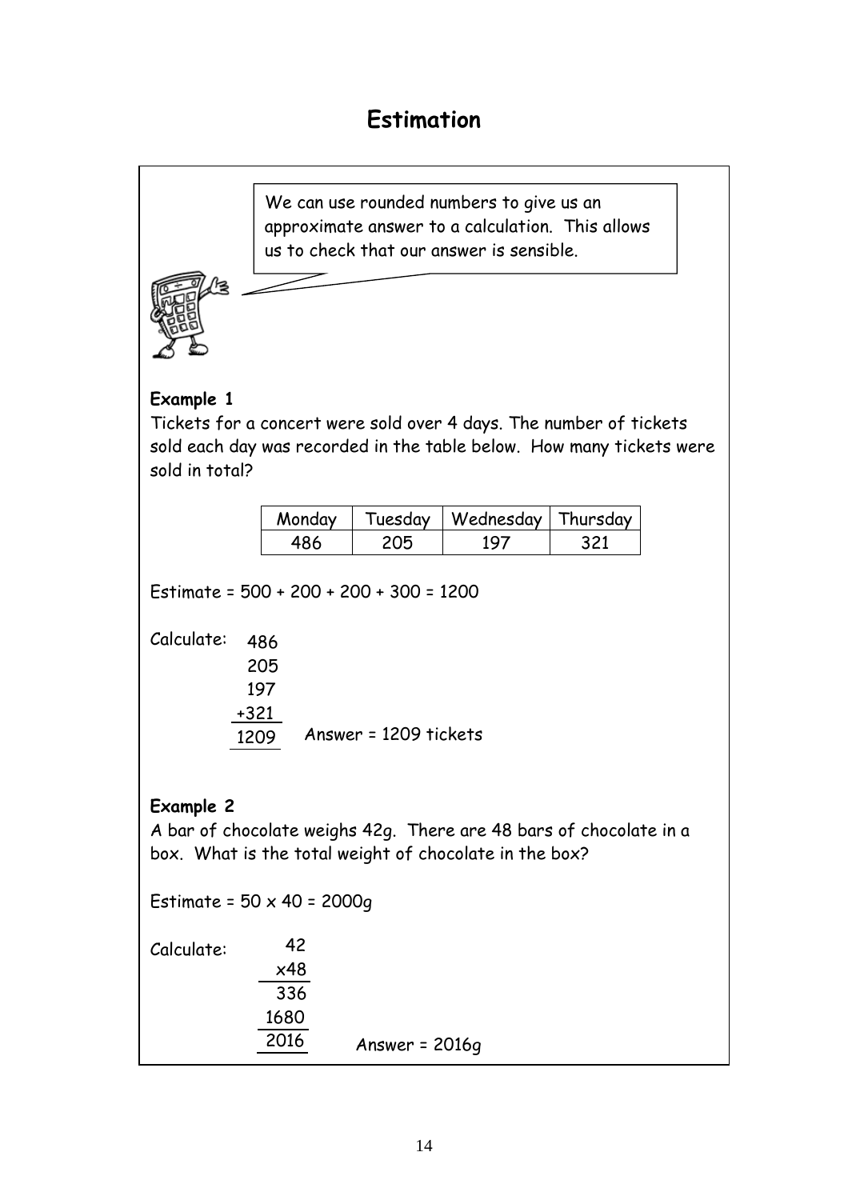# Estimation

We can use rounded numbers to give us an approximate answer to a calculation. This allows us to check that our answer is sensible.

**Example 1**

Tickets for a concert were sold over 4 days. The number of tickets sold each day was recorded in the table below. How many tickets were sold in total?

| Monday | Tuesday | Wednesday | Thursday |
|---|---|---|---|
| 486 | 205 | 197 | 321 |

Estimate = 500 + 200 + 200 + 300 = 1200

Calculate:

```
  486
  205
  197
 +321
 1209
```

Answer = 1209 tickets

**Example 2**

A bar of chocolate weighs 42g. There are 48 bars of chocolate in a box. What is the total weight of chocolate in the box?

Estimate = 50 x 40 = 2000g

Calculate:

```
   42
  x48
  336
 1680
 2016
```

Answer = 2016g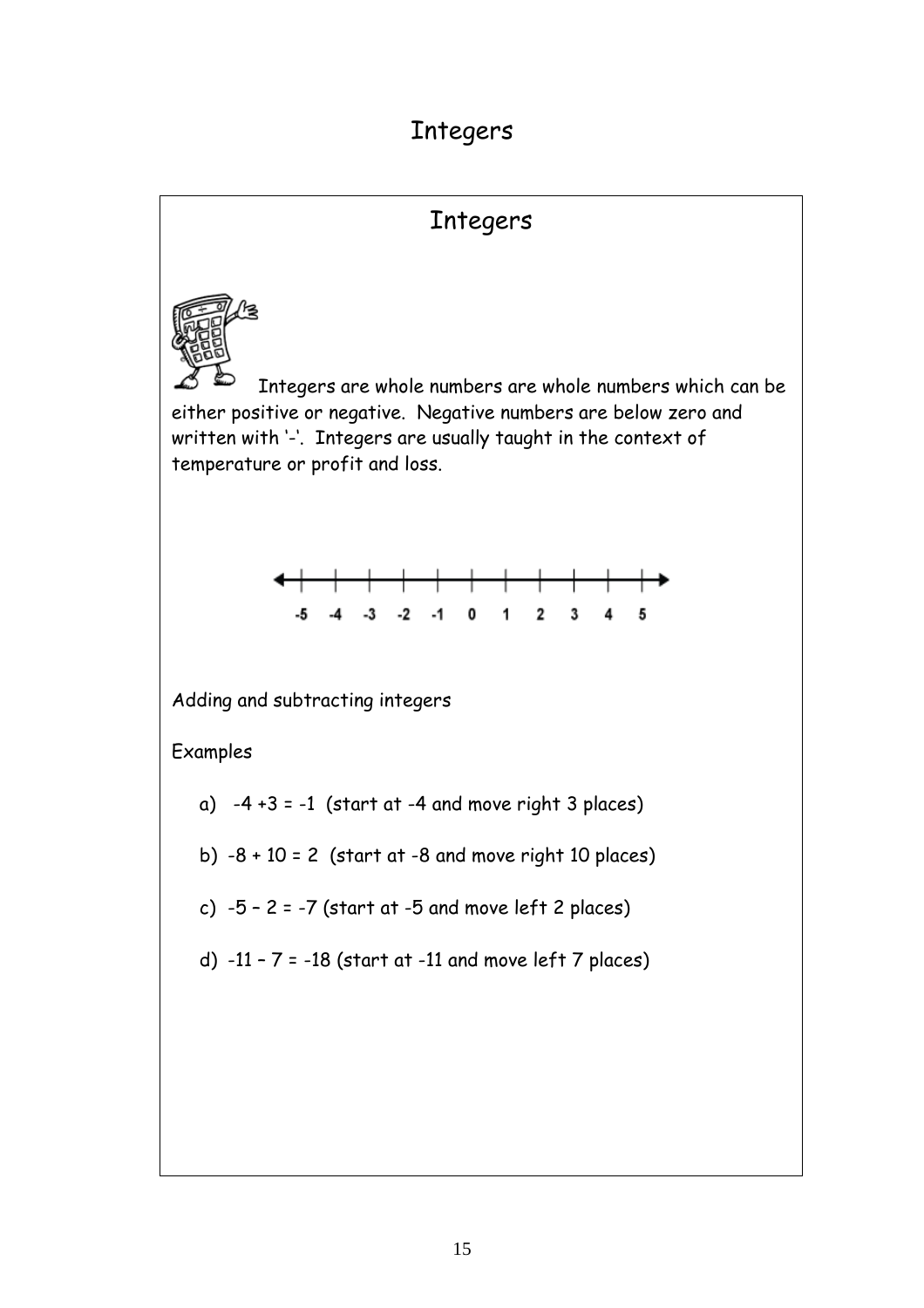# Integers

## Integers

Integers are whole numbers are whole numbers which can be either positive or negative. Negative numbers are below zero and written with '-'. Integers are usually taught in the context of temperature or profit and loss.

-5 -4 -3 -2 -1 0 1 2 3 4 5

Adding and subtracting integers

Examples

a) $-4 + 3 = -1$ (start at -4 and move right 3 places)

b) $-8 + 10 = 2$ (start at -8 and move right 10 places)

c) $-5 - 2 = -7$ (start at -5 and move left 2 places)

d) $-11 - 7 = -18$ (start at -11 and move left 7 places)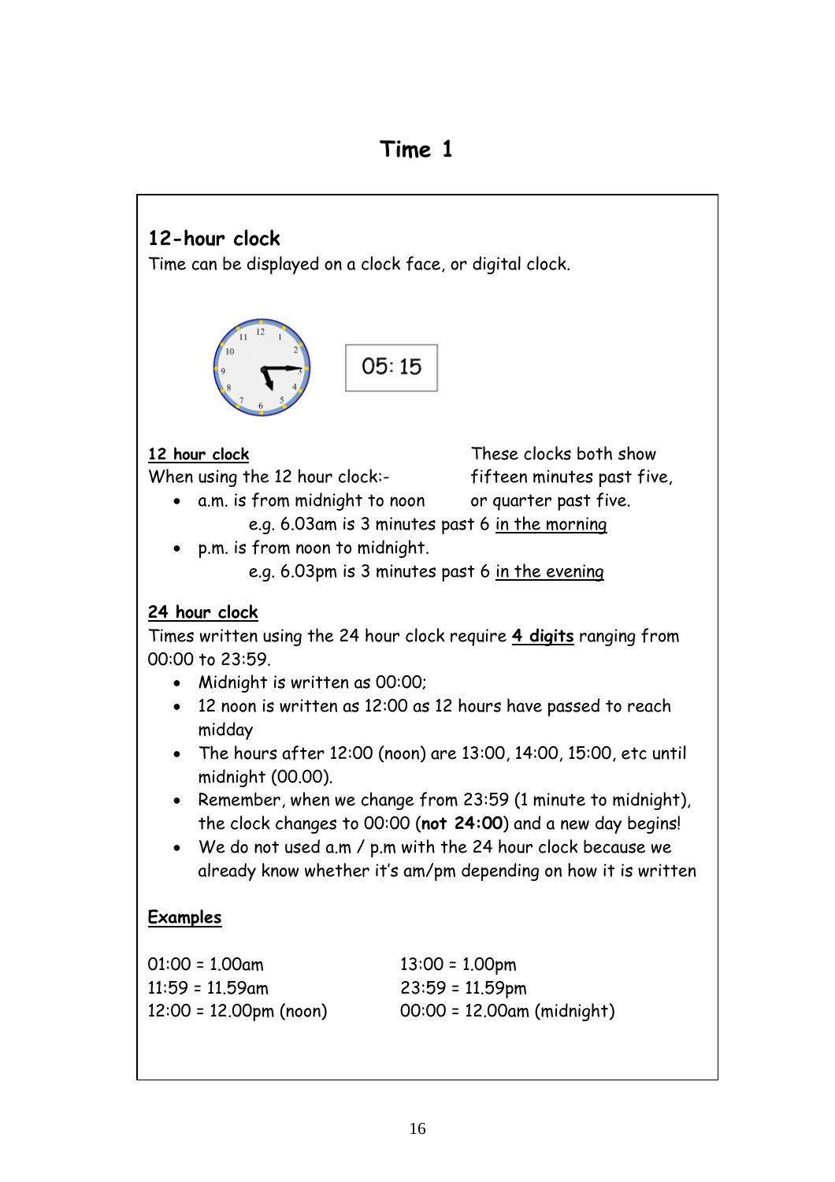# Time 1

## 12-hour clock

Time can be displayed on a clock face, or digital clock.

05: 15

These clocks both show fifteen minutes past five, or quarter past five.

**12 hour clock**

When using the 12 hour clock:-

- a.m. is from midnight to noon
  
  e.g. 6.03am is 3 minutes past 6 in the morning
- p.m. is from noon to midnight.
  
  e.g. 6.03pm is 3 minutes past 6 in the evening

**24 hour clock**

Times written using the 24 hour clock require **4 digits** ranging from 00:00 to 23:59.

- Midnight is written as 00:00;
- 12 noon is written as 12:00 as 12 hours have passed to reach midday
- The hours after 12:00 (noon) are 13:00, 14:00, 15:00, etc until midnight (00.00).
- Remember, when we change from 23:59 (1 minute to midnight), the clock changes to 00:00 (**not 24:00**) and a new day begins!
- We do not used a.m / p.m with the 24 hour clock because we already know whether it's am/pm depending on how it is written

**Examples**

| | |
|---|---|
| 01:00 = 1.00am | 13:00 = 1.00pm |
| 11:59 = 11.59am | 23:59 = 11.59pm |
| 12:00 = 12.00pm (noon) | 00:00 = 12.00am (midnight) |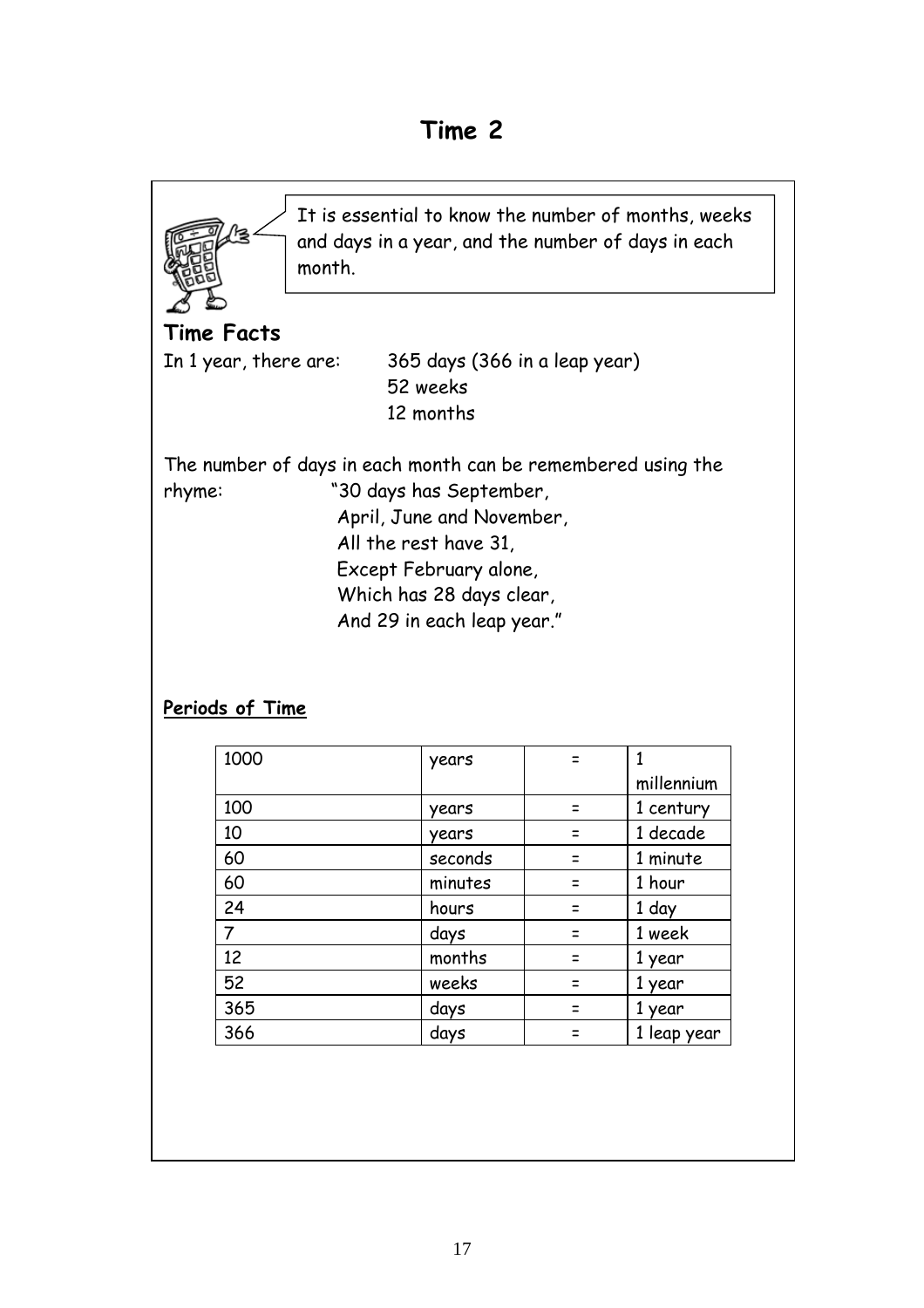# Time 2

It is essential to know the number of months, weeks and days in a year, and the number of days in each month.

## Time Facts

In 1 year, there are: 365 days (366 in a leap year)
52 weeks
12 months

The number of days in each month can be remembered using the rhyme:

"30 days has September,
April, June and November,
All the rest have 31,
Except February alone,
Which has 28 days clear,
And 29 in each leap year."

**Periods of Time**

| | | | |
|---|---|---|---|
| 1000 | years | = | 1 millennium |
| 100 | years | = | 1 century |
| 10 | years | = | 1 decade |
| 60 | seconds | = | 1 minute |
| 60 | minutes | = | 1 hour |
| 24 | hours | = | 1 day |
| 7 | days | = | 1 week |
| 12 | months | = | 1 year |
| 52 | weeks | = | 1 year |
| 365 | days | = | 1 year |
| 366 | days | = | 1 leap year |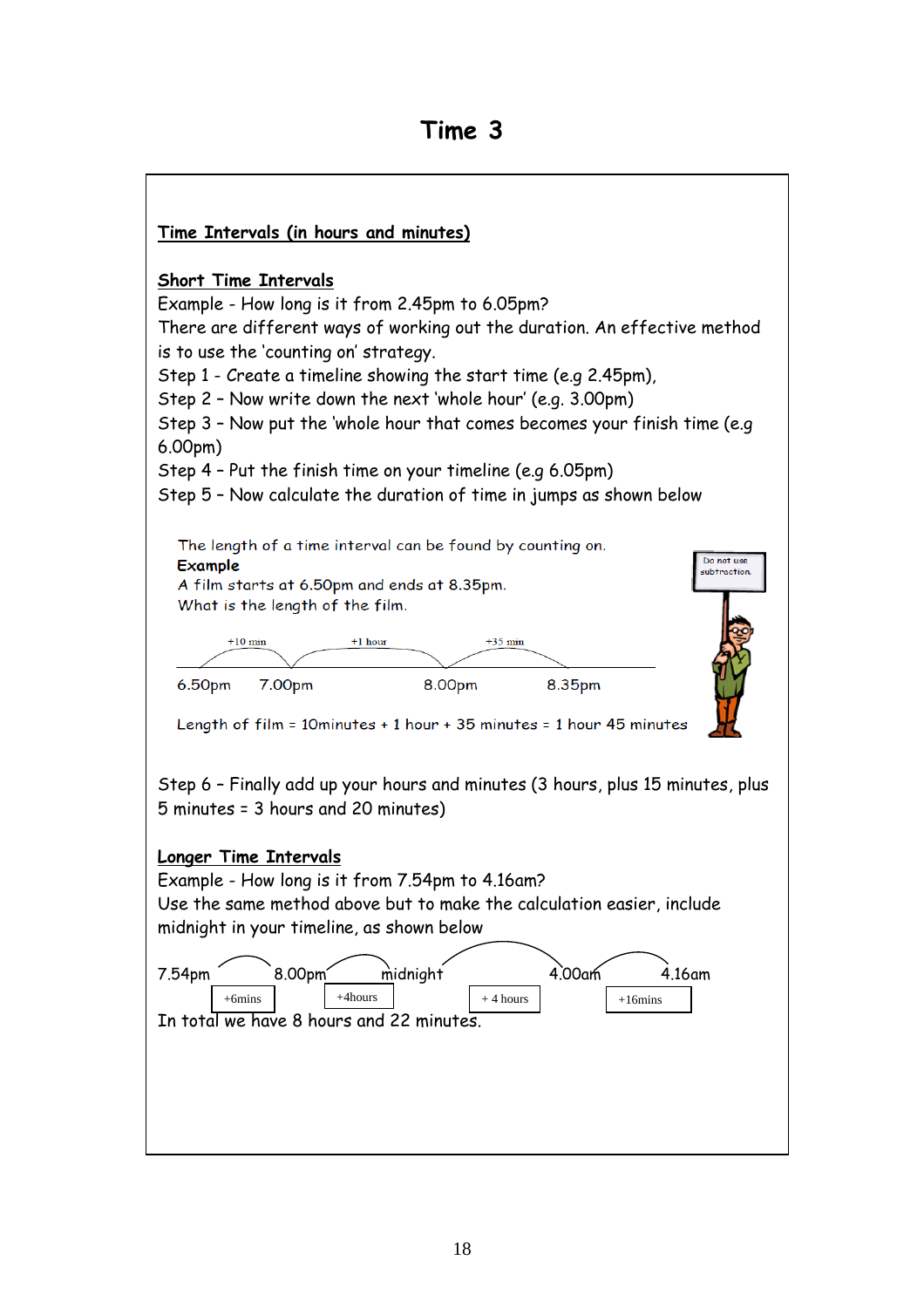# Time 3

## Time Intervals (in hours and minutes)

### Short Time Intervals

Example - How long is it from 2.45pm to 6.05pm?

There are different ways of working out the duration. An effective method is to use the 'counting on' strategy.

Step 1 - Create a timeline showing the start time (e.g 2.45pm),

Step 2 – Now write down the next 'whole hour' (e.g. 3.00pm)

Step 3 – Now put the 'whole hour that comes becomes your finish time (e.g 6.00pm)

Step 4 – Put the finish time on your timeline (e.g 6.05pm)

Step 5 – Now calculate the duration of time in jumps as shown below

The length of a time interval can be found by counting on.

**Example**

A film starts at 6.50pm and ends at 8.35pm.

What is the length of the film.

Do not use subtraction.

+10 min, +1 hour, +35 min

6.50pm 7.00pm 8.00pm 8.35pm

Length of film = 10minutes + 1 hour + 35 minutes = 1 hour 45 minutes

Step 6 – Finally add up your hours and minutes (3 hours, plus 15 minutes, plus 5 minutes = 3 hours and 20 minutes)

### Longer Time Intervals

Example - How long is it from 7.54pm to 4.16am?

Use the same method above but to make the calculation easier, include midnight in your timeline, as shown below

7.54pm 8.00pm midnight 4.00am 4.16am

+6mins, +4hours, + 4 hours, +16mins

In total we have 8 hours and 22 minutes.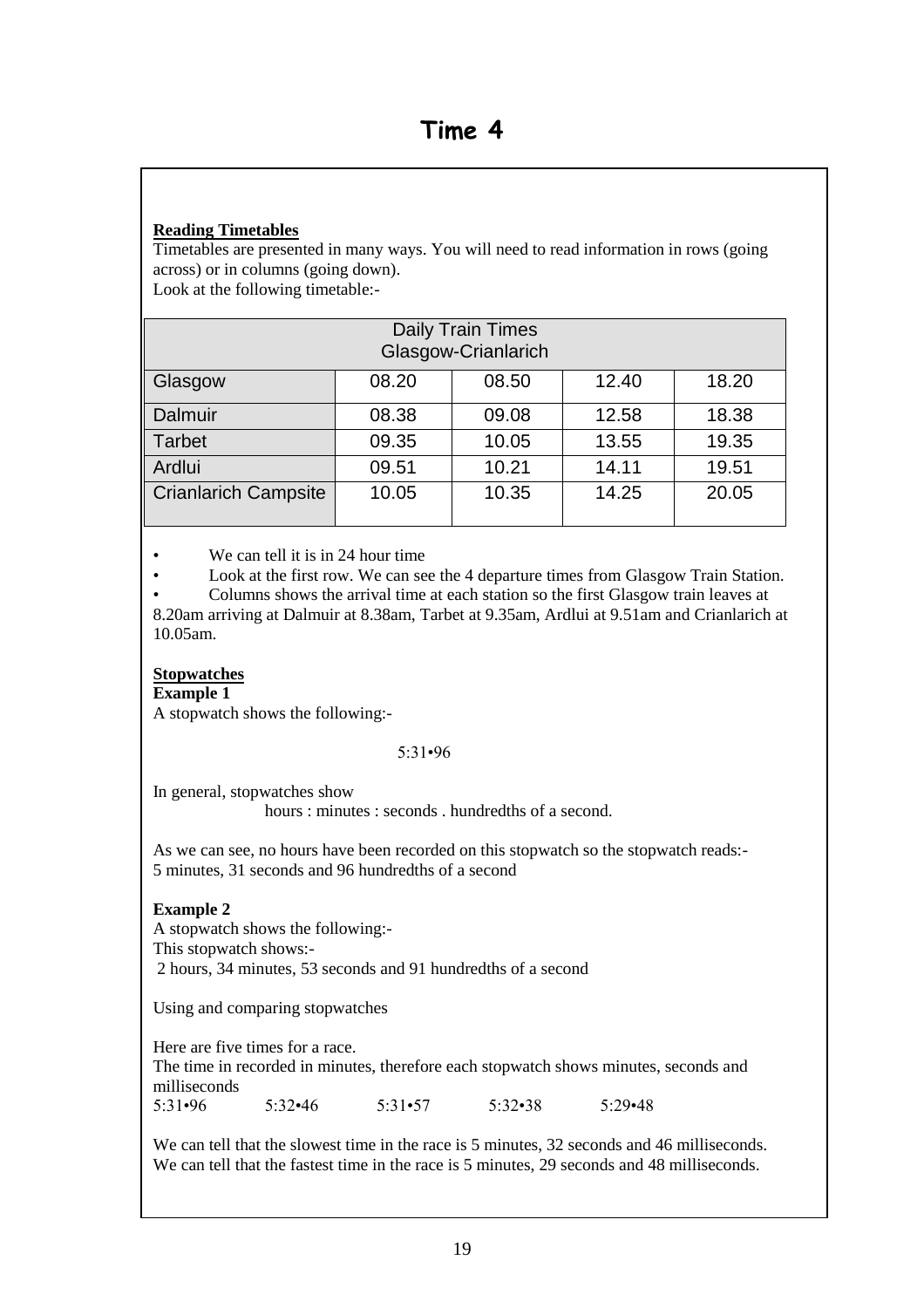# Time 4

**Reading Timetables**

Timetables are presented in many ways. You will need to read information in rows (going across) or in columns (going down).

Look at the following timetable:-

| Daily Train Times Glasgow-Crianlarich | | | | |
|---|---|---|---|---|
| Glasgow | 08.20 | 08.50 | 12.40 | 18.20 |
| Dalmuir | 08.38 | 09.08 | 12.58 | 18.38 |
| Tarbet | 09.35 | 10.05 | 13.55 | 19.35 |
| Ardlui | 09.51 | 10.21 | 14.11 | 19.51 |
| Crianlarich Campsite | 10.05 | 10.35 | 14.25 | 20.05 |

- We can tell it is in 24 hour time
- Look at the first row. We can see the 4 departure times from Glasgow Train Station.
- Columns shows the arrival time at each station so the first Glasgow train leaves at 8.20am arriving at Dalmuir at 8.38am, Tarbet at 9.35am, Ardlui at 9.51am and Crianlarich at 10.05am.

**Stopwatches**

**Example 1**

A stopwatch shows the following:-

5:31•96

In general, stopwatches show

hours : minutes : seconds . hundredths of a second.

As we can see, no hours have been recorded on this stopwatch so the stopwatch reads:-
5 minutes, 31 seconds and 96 hundredths of a second

**Example 2**

A stopwatch shows the following:-
This stopwatch shows:-
2 hours, 34 minutes, 53 seconds and 91 hundredths of a second

Using and comparing stopwatches

Here are five times for a race.
The time in recorded in minutes, therefore each stopwatch shows minutes, seconds and milliseconds

5:31•96 5:32•46 5:31•57 5:32•38 5:29•48

We can tell that the slowest time in the race is 5 minutes, 32 seconds and 46 milliseconds.
We can tell that the fastest time in the race is 5 minutes, 29 seconds and 48 milliseconds.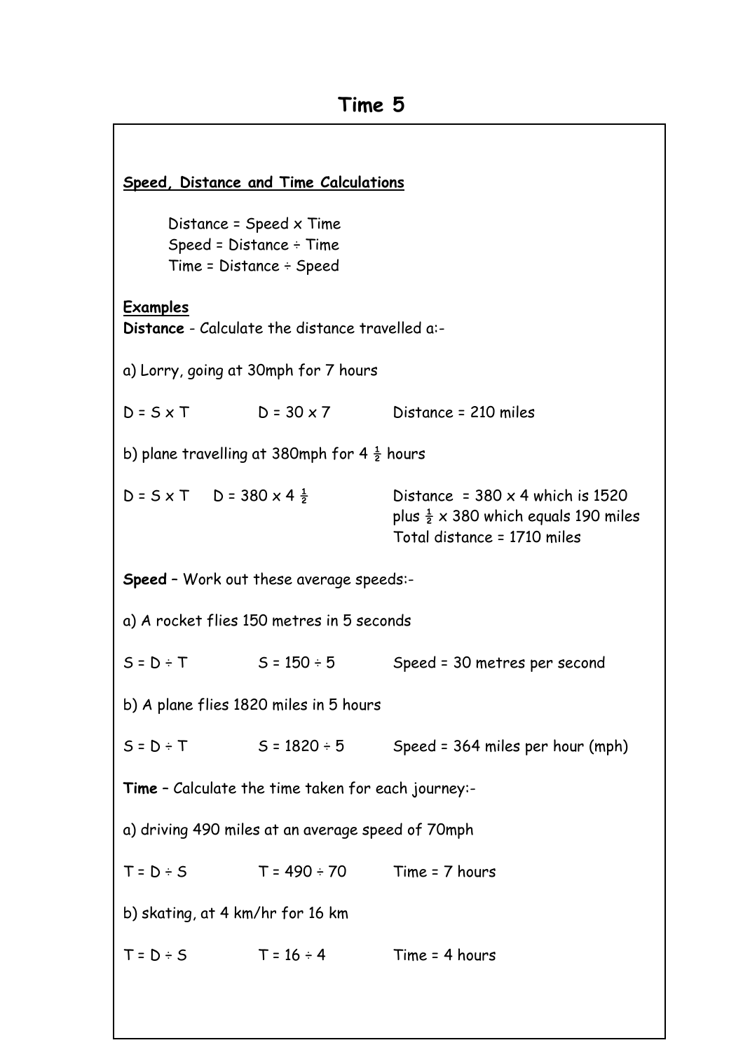# Time 5

**Speed, Distance and Time Calculations**

Distance = Speed x Time
Speed = Distance ÷ Time
Time = Distance ÷ Speed

**Examples**

**Distance** - Calculate the distance travelled a:-

a) Lorry, going at 30mph for 7 hours

D = S x T    D = 30 x 7    Distance = 210 miles

b) plane travelling at 380mph for 4 ½ hours

D = S x T    D = 380 x 4 ½    Distance = 380 x 4 which is 1520 plus ½ x 380 which equals 190 miles
Total distance = 1710 miles

**Speed** – Work out these average speeds:-

a) A rocket flies 150 metres in 5 seconds

S = D ÷ T    S = 150 ÷ 5    Speed = 30 metres per second

b) A plane flies 1820 miles in 5 hours

S = D ÷ T    S = 1820 ÷ 5    Speed = 364 miles per hour (mph)

**Time** – Calculate the time taken for each journey:-

a) driving 490 miles at an average speed of 70mph

T = D ÷ S    T = 490 ÷ 70    Time = 7 hours

b) skating, at 4 km/hr for 16 km

T = D ÷ S    T = 16 ÷ 4    Time = 4 hours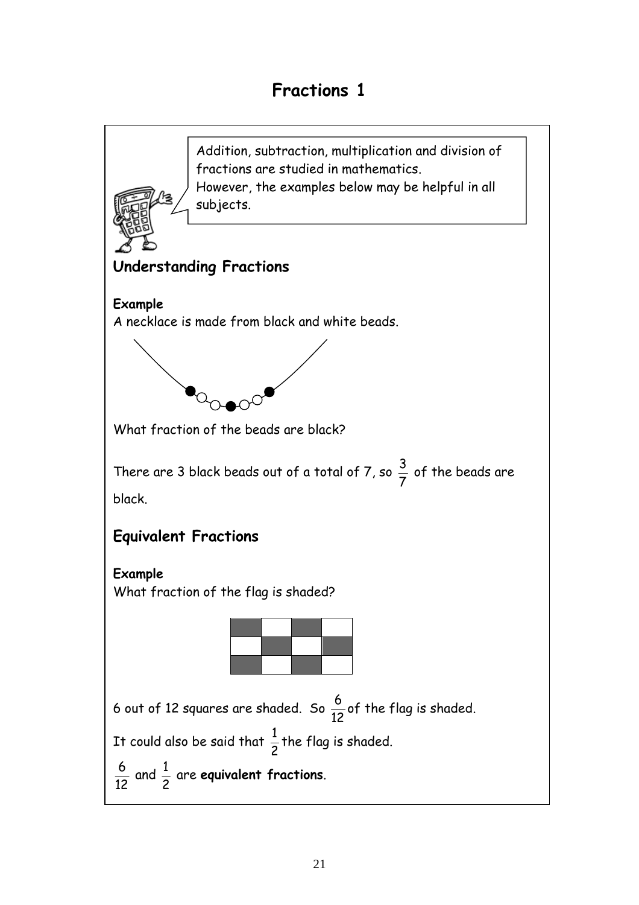# Fractions 1

Addition, subtraction, multiplication and division of fractions are studied in mathematics.
However, the examples below may be helpful in all subjects.

## Understanding Fractions

**Example**
A necklace is made from black and white beads.

What fraction of the beads are black?

There are 3 black beads out of a total of 7, so $\frac{3}{7}$ of the beads are black.

## Equivalent Fractions

**Example**
What fraction of the flag is shaded?

6 out of 12 squares are shaded. So $\frac{6}{12}$ of the flag is shaded.

It could also be said that $\frac{1}{2}$ the flag is shaded.

$\frac{6}{12}$ and $\frac{1}{2}$ are **equivalent fractions**.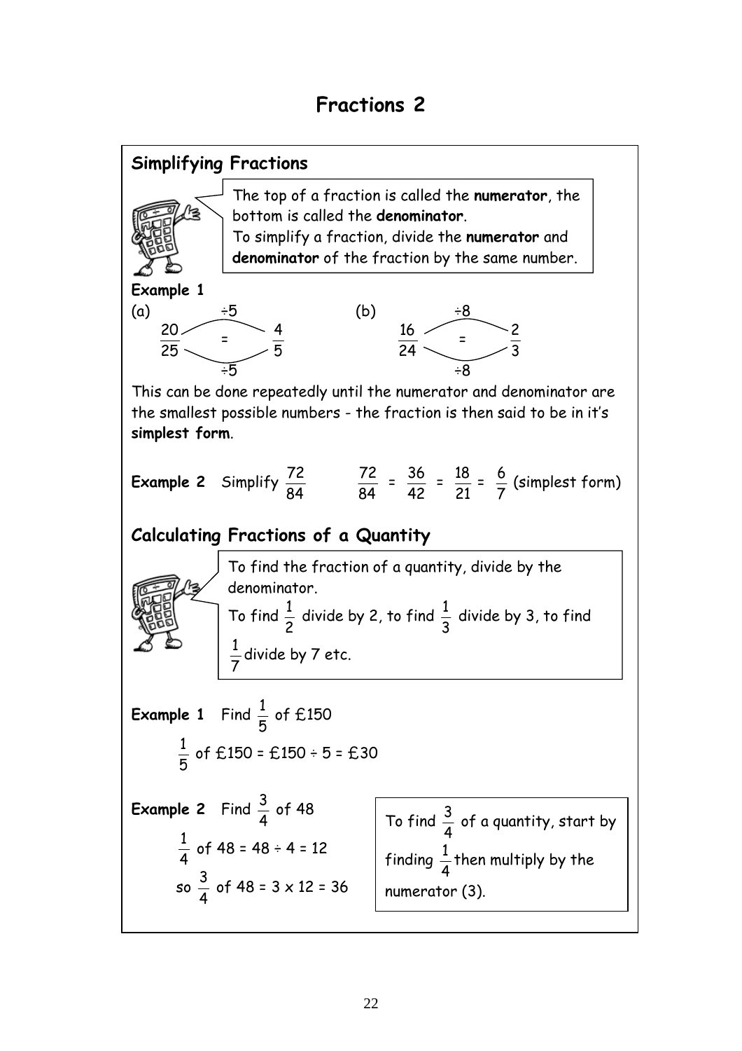# Fractions 2

## Simplifying Fractions

The top of a fraction is called the **numerator**, the bottom is called the **denominator**.
To simplify a fraction, divide the **numerator** and **denominator** of the fraction by the same number.

**Example 1**

(a) $\frac{20}{25} = \frac{4}{5}$ (÷5 top and bottom)

(b) $\frac{16}{24} = \frac{2}{3}$ (÷8 top and bottom)

This can be done repeatedly until the numerator and denominator are the smallest possible numbers - the fraction is then said to be in it's **simplest form**.

**Example 2** Simplify $\frac{72}{84}$ $\quad \frac{72}{84} = \frac{36}{42} = \frac{18}{21} = \frac{6}{7}$ (simplest form)

## Calculating Fractions of a Quantity

To find the fraction of a quantity, divide by the denominator.
To find $\frac{1}{2}$ divide by 2, to find $\frac{1}{3}$ divide by 3, to find $\frac{1}{7}$ divide by 7 etc.

**Example 1** Find $\frac{1}{5}$ of £150

$\frac{1}{5}$ of £150 = £150 ÷ 5 = £30

**Example 2** Find $\frac{3}{4}$ of 48

$\frac{1}{4}$ of 48 = 48 ÷ 4 = 12

so $\frac{3}{4}$ of 48 = 3 x 12 = 36

To find $\frac{3}{4}$ of a quantity, start by finding $\frac{1}{4}$ then multiply by the numerator (3).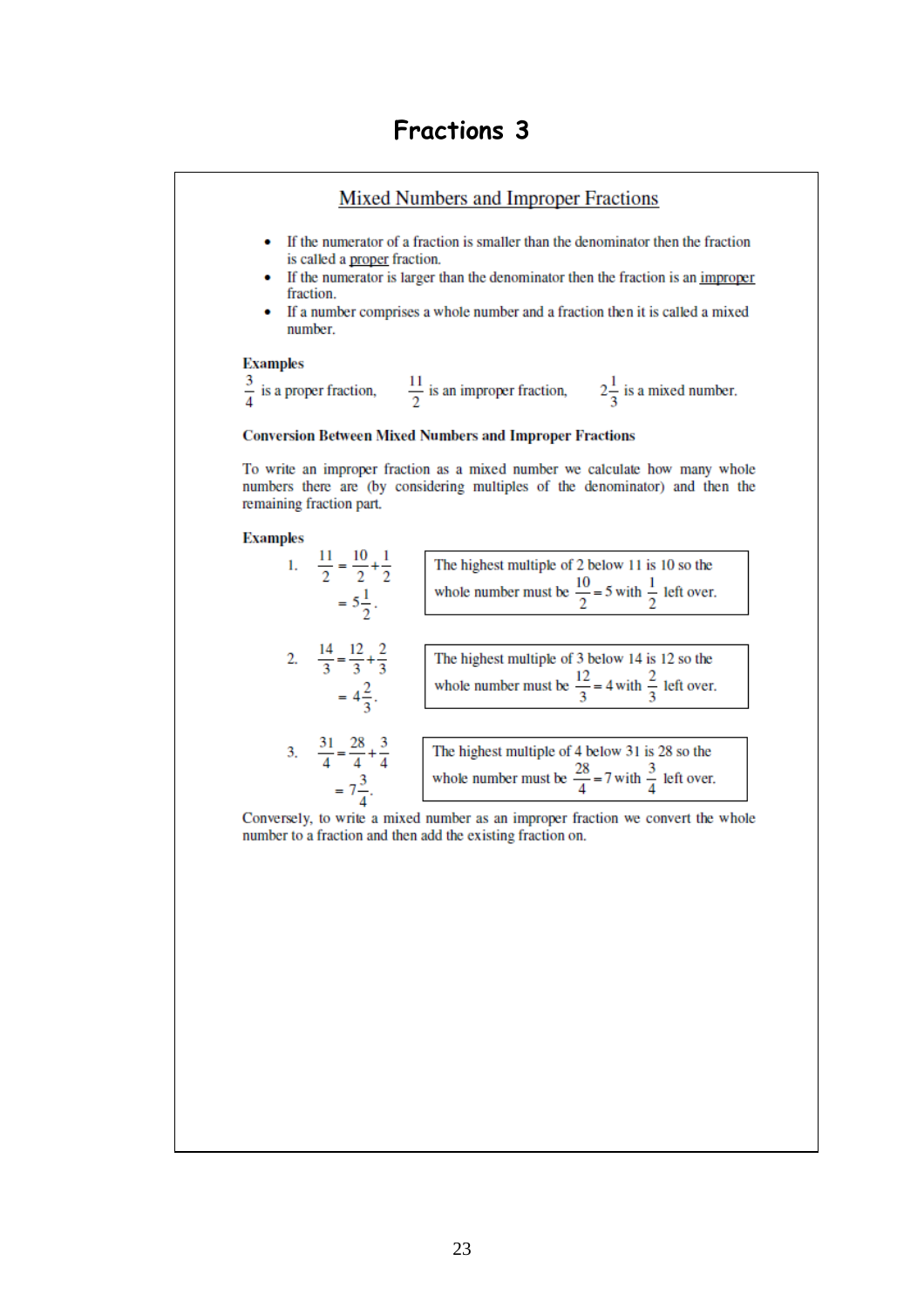# Fractions 3

## Mixed Numbers and Improper Fractions

- If the numerator of a fraction is smaller than the denominator then the fraction is called a <u>proper</u> fraction.
- If the numerator is larger than the denominator then the fraction is an <u>improper</u> fraction.
- If a number comprises a whole number and a fraction then it is called a mixed number.

**Examples**

$\frac{3}{4}$ is a proper fraction, $\frac{11}{2}$ is an improper fraction, $2\frac{1}{3}$ is a mixed number.

**Conversion Between Mixed Numbers and Improper Fractions**

To write an improper fraction as a mixed number we calculate how many whole numbers there are (by considering multiples of the denominator) and then the remaining fraction part.

**Examples**

1. $\frac{11}{2} = \frac{10}{2} + \frac{1}{2}$
   $= 5\frac{1}{2}.$

   > The highest multiple of 2 below 11 is 10 so the whole number must be $\frac{10}{2} = 5$ with $\frac{1}{2}$ left over.

2. $\frac{14}{3} = \frac{12}{3} + \frac{2}{3}$
   $= 4\frac{2}{3}.$

   > The highest multiple of 3 below 14 is 12 so the whole number must be $\frac{12}{3} = 4$ with $\frac{2}{3}$ left over.

3. $\frac{31}{4} = \frac{28}{4} + \frac{3}{4}$
   $= 7\frac{3}{4}.$

   > The highest multiple of 4 below 31 is 28 so the whole number must be $\frac{28}{4} = 7$ with $\frac{3}{4}$ left over.

Conversely, to write a mixed number as an improper fraction we convert the whole number to a fraction and then add the existing fraction on.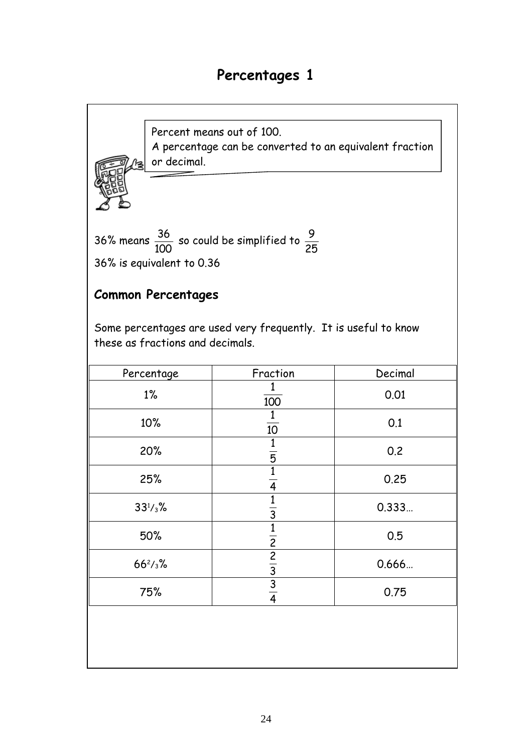# Percentages 1

Percent means out of 100.
A percentage can be converted to an equivalent fraction or decimal.

36% means $\frac{36}{100}$ so could be simplified to $\frac{9}{25}$

36% is equivalent to 0.36

## Common Percentages

Some percentages are used very frequently. It is useful to know these as fractions and decimals.

| Percentage | Fraction | Decimal |
|---|---|---|
| 1% | $\frac{1}{100}$ | 0.01 |
| 10% | $\frac{1}{10}$ | 0.1 |
| 20% | $\frac{1}{5}$ | 0.2 |
| 25% | $\frac{1}{4}$ | 0.25 |
| $33\frac{1}{3}$% | $\frac{1}{3}$ | 0.333… |
| 50% | $\frac{1}{2}$ | 0.5 |
| $66\frac{2}{3}$% | $\frac{2}{3}$ | 0.666… |
| 75% | $\frac{3}{4}$ | 0.75 |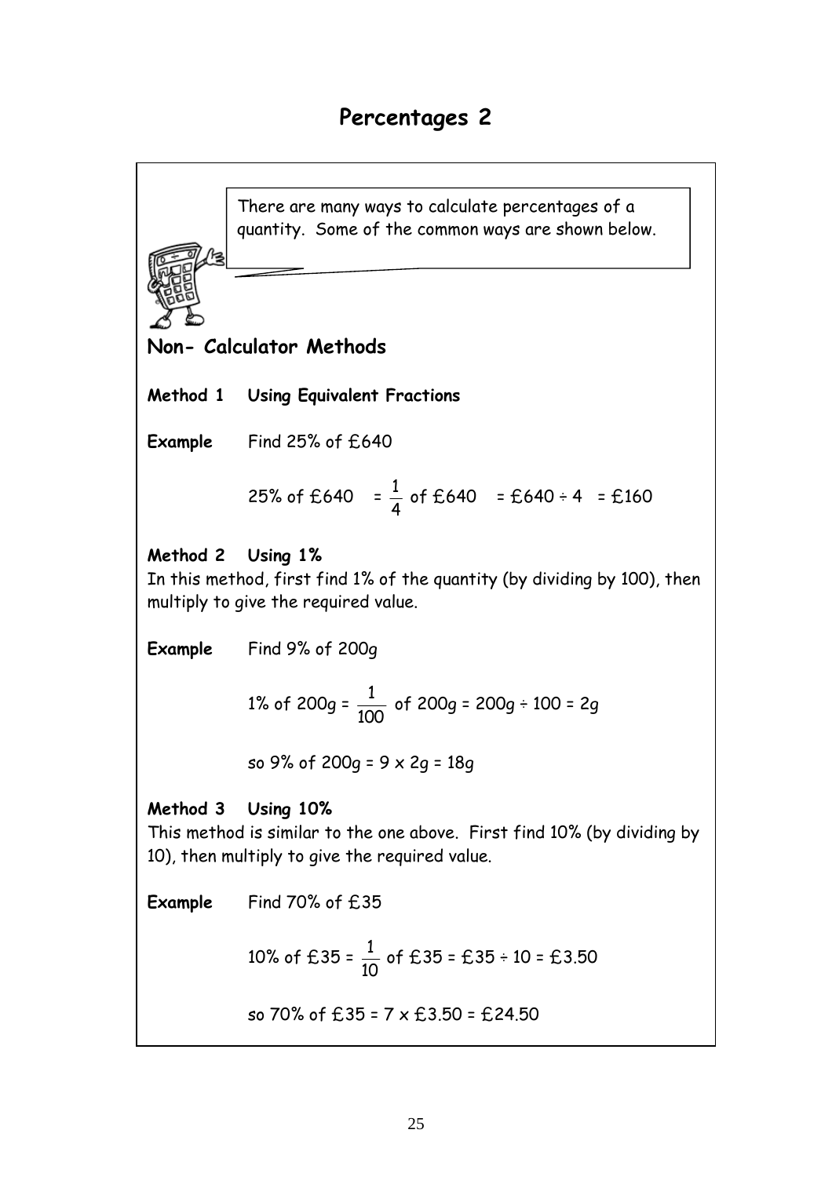# Percentages 2

There are many ways to calculate percentages of a quantity. Some of the common ways are shown below.

## Non- Calculator Methods

**Method 1 Using Equivalent Fractions**

**Example** Find 25% of £640

25% of £640 $= \frac{1}{4}$ of £640 = £640 ÷ 4 = £160

**Method 2 Using 1%**

In this method, first find 1% of the quantity (by dividing by 100), then multiply to give the required value.

**Example** Find 9% of 200g

1% of 200g = $\frac{1}{100}$ of 200g = 200g ÷ 100 = 2g

so 9% of 200g = 9 x 2g = 18g

**Method 3 Using 10%**

This method is similar to the one above. First find 10% (by dividing by 10), then multiply to give the required value.

**Example** Find 70% of £35

10% of £35 = $\frac{1}{10}$ of £35 = £35 ÷ 10 = £3.50

so 70% of £35 = 7 x £3.50 = £24.50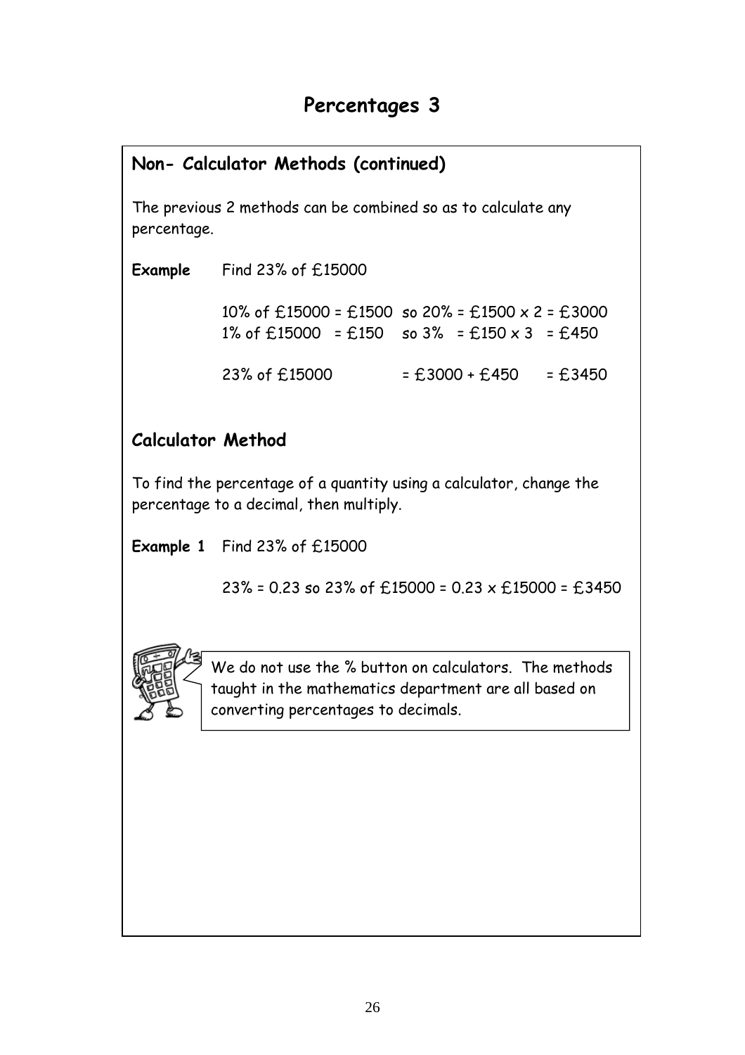# Percentages 3

## Non- Calculator Methods (continued)

The previous 2 methods can be combined so as to calculate any percentage.

**Example** Find 23% of £15000

10% of £15000 = £1500 so 20% = £1500 x 2 = £3000
1% of £15000 = £150 so 3% = £150 x 3 = £450

23% of £15000 = £3000 + £450 = £3450

## Calculator Method

To find the percentage of a quantity using a calculator, change the percentage to a decimal, then multiply.

**Example 1** Find 23% of £15000

23% = 0.23 so 23% of £15000 = 0.23 x £15000 = £3450

We do not use the % button on calculators. The methods taught in the mathematics department are all based on converting percentages to decimals.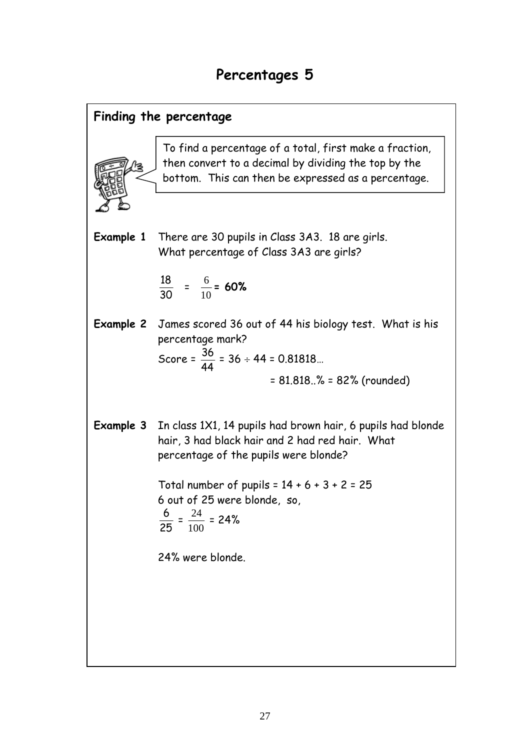# Percentages 5

## Finding the percentage

To find a percentage of a total, first make a fraction, then convert to a decimal by dividing the top by the bottom. This can then be expressed as a percentage.

**Example 1** There are 30 pupils in Class 3A3. 18 are girls. What percentage of Class 3A3 are girls?

$\frac{18}{30} = \frac{6}{10} = $ **60%**

**Example 2** James scored 36 out of 44 his biology test. What is his percentage mark?

Score = $\frac{36}{44} = 36 \div 44 = 0.81818...$

$= 81.818..\% = 82\%$ (rounded)

**Example 3** In class 1X1, 14 pupils had brown hair, 6 pupils had blonde hair, 3 had black hair and 2 had red hair. What percentage of the pupils were blonde?

Total number of pupils = 14 + 6 + 3 + 2 = 25

6 out of 25 were blonde, so,

$\frac{6}{25} = \frac{24}{100} = 24\%$

24% were blonde.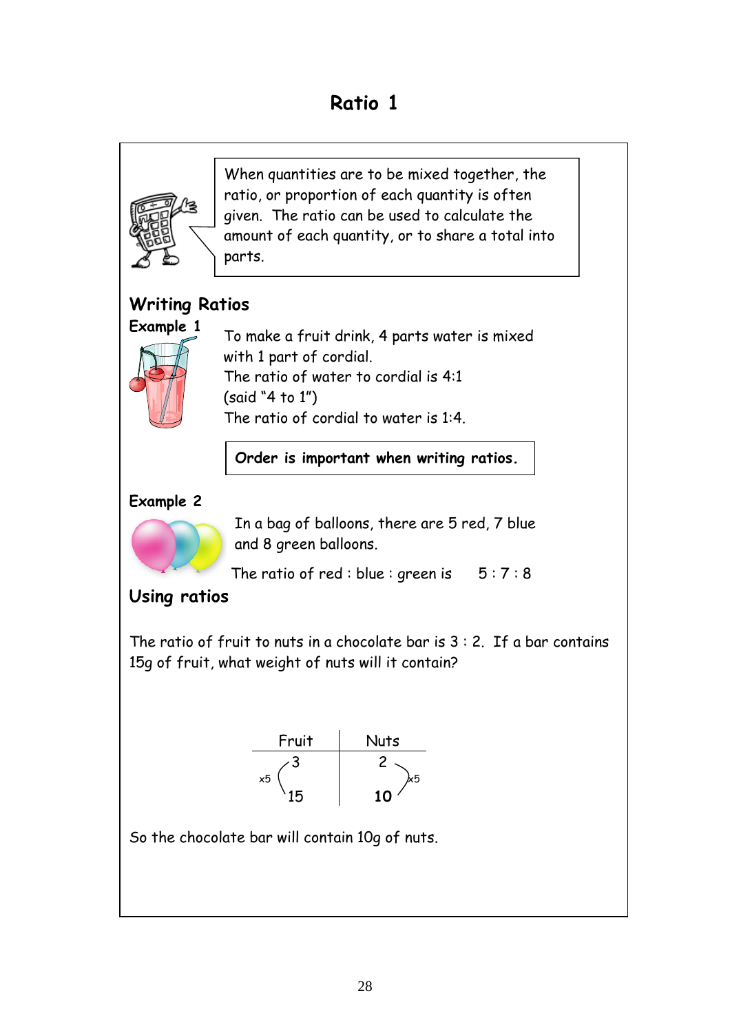# Ratio 1

When quantities are to be mixed together, the ratio, or proportion of each quantity is often given. The ratio can be used to calculate the amount of each quantity, or to share a total into parts.

## Writing Ratios

### Example 1

To make a fruit drink, 4 parts water is mixed with 1 part of cordial.
The ratio of water to cordial is 4:1
(said "4 to 1")
The ratio of cordial to water is 1:4.

**Order is important when writing ratios.**

### Example 2

In a bag of balloons, there are 5 red, 7 blue and 8 green balloons.

The ratio of red : blue : green is 5 : 7 : 8

## Using ratios

The ratio of fruit to nuts in a chocolate bar is 3 : 2. If a bar contains 15g of fruit, what weight of nuts will it contain?

| Fruit | Nuts |
|---|---|
| 3 | 2 |
| 15 | **10** |

(×5 from 3 to 15; ×5 from 2 to 10)

So the chocolate bar will contain 10g of nuts.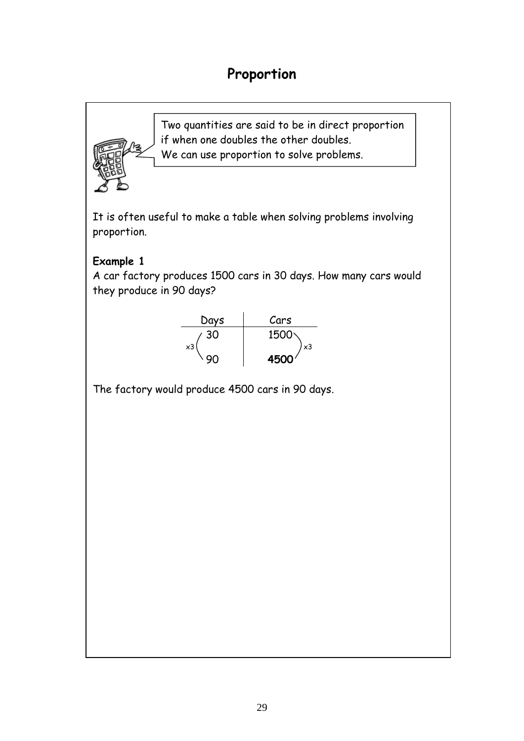# Proportion

Two quantities are said to be in direct proportion if when one doubles the other doubles.
We can use proportion to solve problems.

It is often useful to make a table when solving problems involving proportion.

**Example 1**
A car factory produces 1500 cars in 30 days. How many cars would they produce in 90 days?

| Days | Cars |
|---|---|
| 30 | 1500 |
| 90 | **4500** |

(×3 for both Days and Cars)

The factory would produce 4500 cars in 90 days.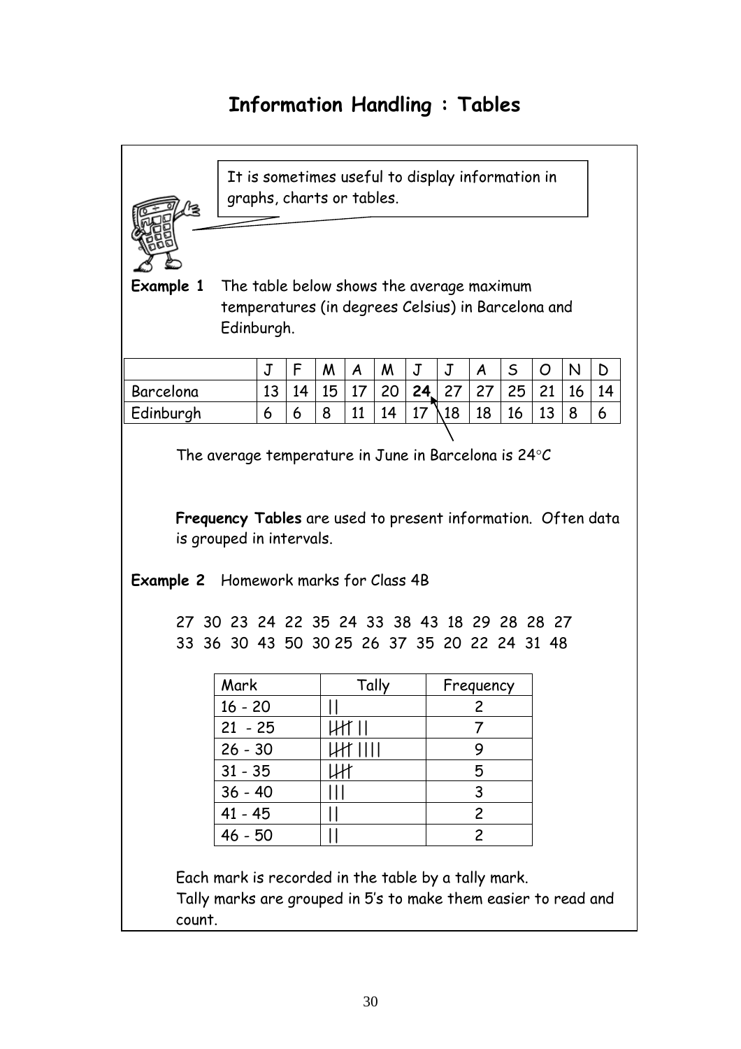# Information Handling : Tables

It is sometimes useful to display information in graphs, charts or tables.

**Example 1** The table below shows the average maximum temperatures (in degrees Celsius) in Barcelona and Edinburgh.

| | J | F | M | A | M | J | J | A | S | O | N | D |
|---|---|---|---|---|---|---|---|---|---|---|---|---|
| Barcelona | 13 | 14 | 15 | 17 | 20 | **24** | 27 | 27 | 25 | 21 | 16 | 14 |
| Edinburgh | 6 | 6 | 8 | 11 | 14 | 17 | 18 | 18 | 16 | 13 | 8 | 6 |

The average temperature in June in Barcelona is 24°C

**Frequency Tables** are used to present information. Often data is grouped in intervals.

**Example 2** Homework marks for Class 4B

27 30 23 24 22 35 24 33 38 43 18 29 28 28 27
33 36 30 43 50 30 25 26 37 35 20 22 24 31 48

| Mark | Tally | Frequency |
|---|---|---|
| 16 - 20 | \|\| | 2 |
| 21 - 25 | ~~\|\|\|\|~~ \|\| | 7 |
| 26 - 30 | ~~\|\|\|\|~~ \|\|\|\| | 9 |
| 31 - 35 | ~~\|\|\|\|~~ | 5 |
| 36 - 40 | \|\|\| | 3 |
| 41 - 45 | \|\| | 2 |
| 46 - 50 | \|\| | 2 |

Each mark is recorded in the table by a tally mark.
Tally marks are grouped in 5's to make them easier to read and count.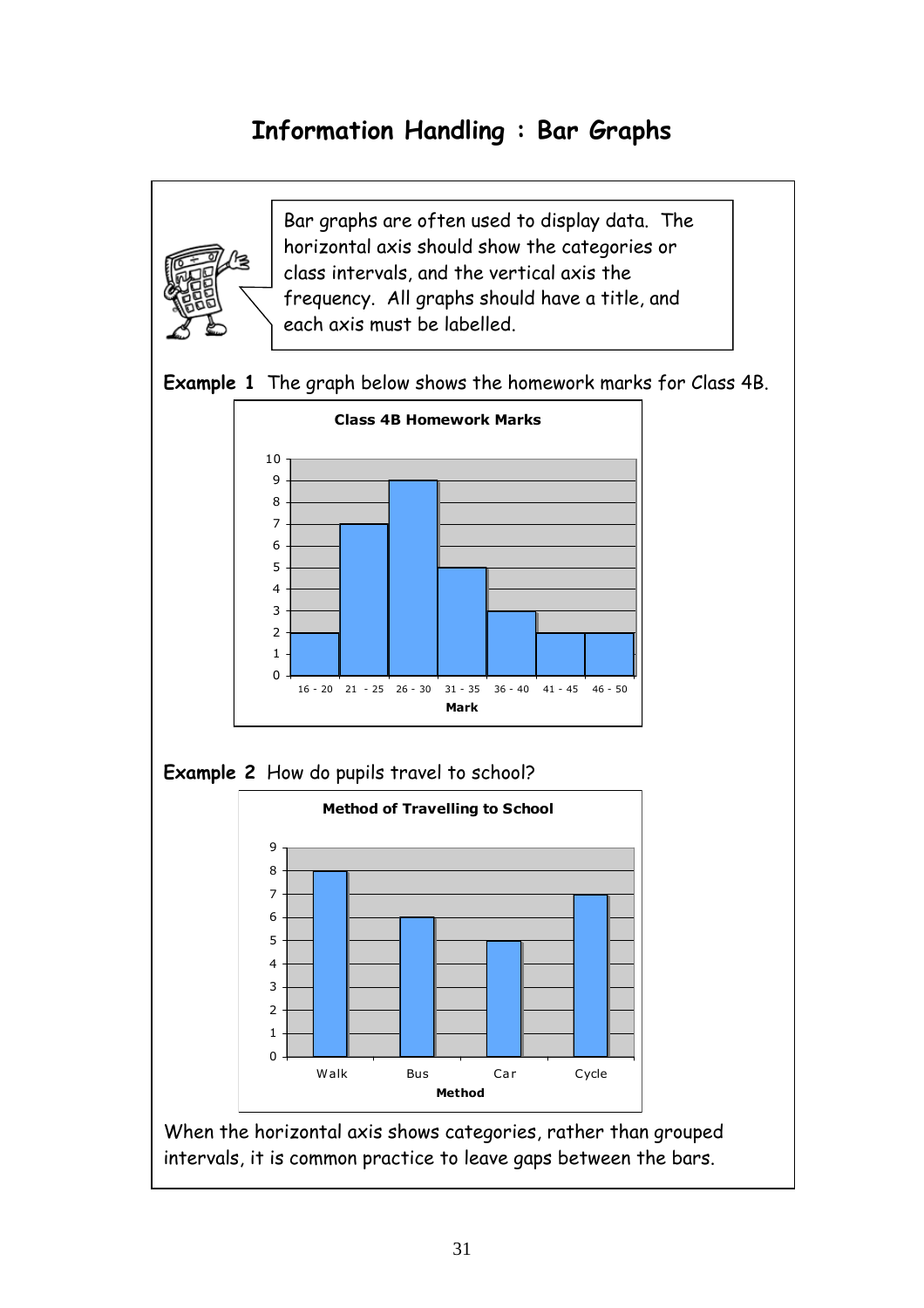# Information Handling : Bar Graphs

Bar graphs are often used to display data. The horizontal axis should show the categories or class intervals, and the vertical axis the frequency. All graphs should have a title, and each axis must be labelled.

**Example 1** The graph below shows the homework marks for Class 4B.

**Class 4B Homework Marks**

| Mark | Frequency |
|---|---|
| 16 - 20 | 2 |
| 21 - 25 | 7 |
| 26 - 30 | 9 |
| 31 - 35 | 5 |
| 36 - 40 | 3 |
| 41 - 45 | 2 |
| 46 - 50 | 2 |

**Example 2** How do pupils travel to school?

**Method of Travelling to School**

| Method | Frequency |
|---|---|
| Walk | 8 |
| Bus | 6 |
| Car | 5 |
| Cycle | 7 |

When the horizontal axis shows categories, rather than grouped intervals, it is common practice to leave gaps between the bars.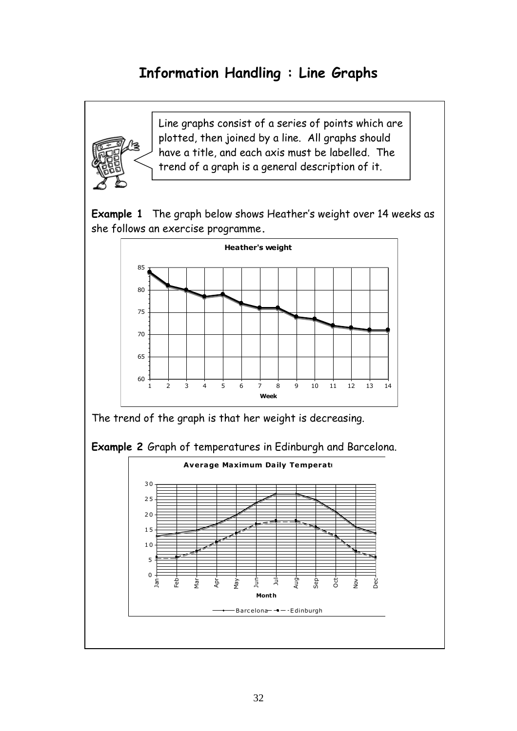# Information Handling : Line Graphs

Line graphs consist of a series of points which are plotted, then joined by a line. All graphs should have a title, and each axis must be labelled. The trend of a graph is a general description of it.

**Example 1** The graph below shows Heather's weight over 14 weeks as she follows an exercise programme.

**Heather's weight**

85
80
75
70
65
60

1 2 3 4 5 6 7 8 9 10 11 12 13 14

**Week**

The trend of the graph is that her weight is decreasing.

**Example 2** Graph of temperatures in Edinburgh and Barcelona.

**Average Maximum Daily Temperatu**

30
25
20
15
10
5
0

Jan Feb Mar Apr May Jun Jul Aug Sep Oct Nov Dec

**Month**

Barcelona — Edinburgh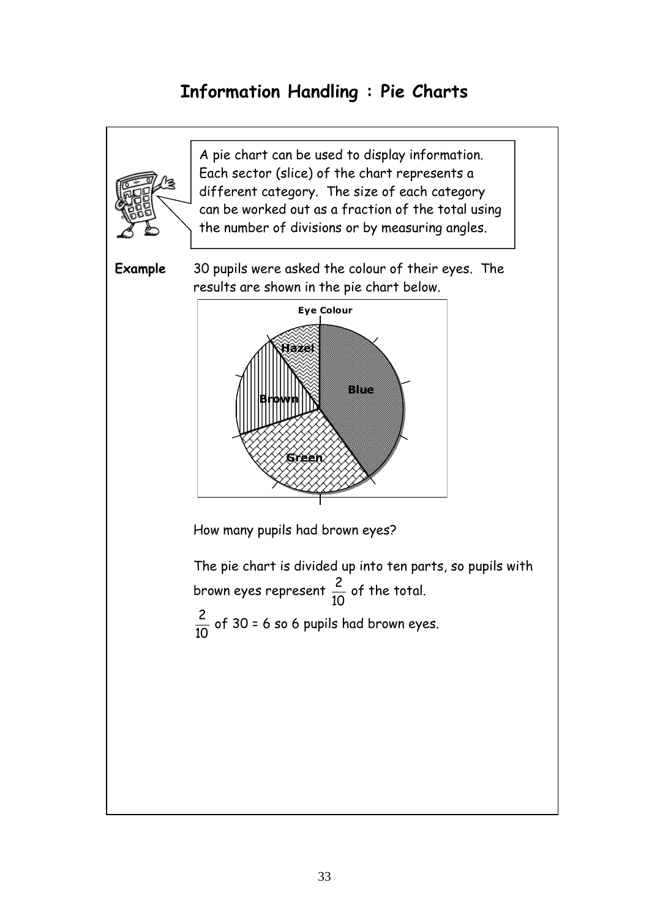# Information Handling : Pie Charts

A pie chart can be used to display information. Each sector (slice) of the chart represents a different category. The size of each category can be worked out as a fraction of the total using the number of divisions or by measuring angles.

**Example** 30 pupils were asked the colour of their eyes. The results are shown in the pie chart below.

How many pupils had brown eyes?

The pie chart is divided up into ten parts, so pupils with brown eyes represent $\frac{2}{10}$ of the total.

$\frac{2}{10}$ of 30 = 6 so 6 pupils had brown eyes.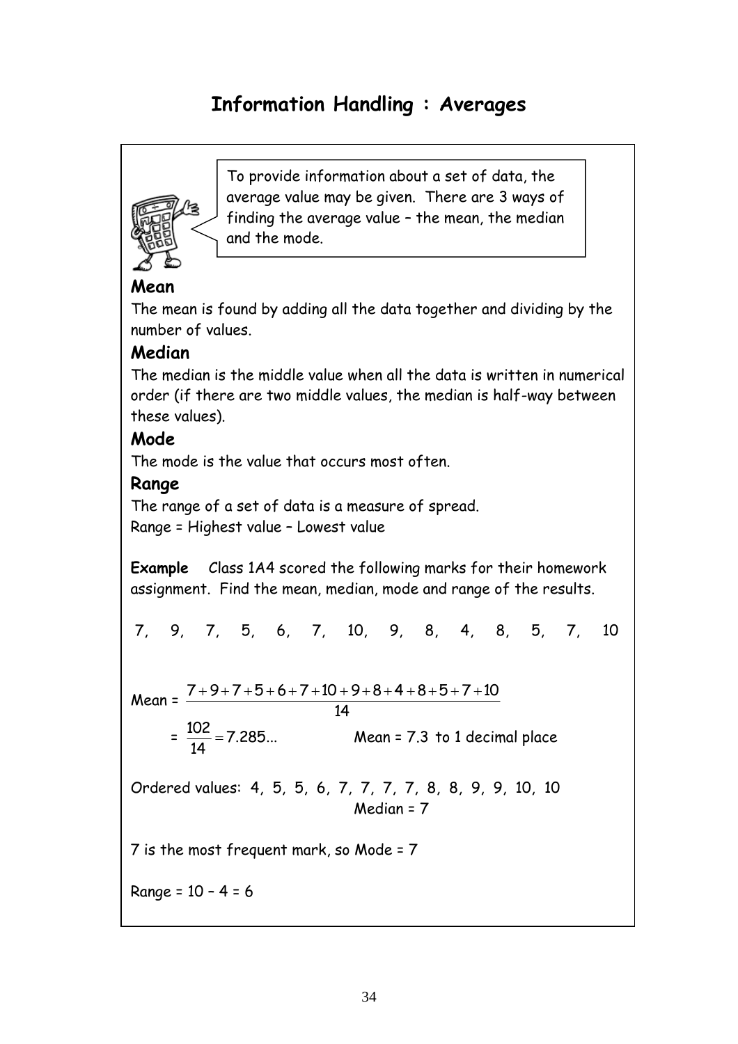# Information Handling : Averages

To provide information about a set of data, the average value may be given. There are 3 ways of finding the average value – the mean, the median and the mode.

### Mean

The mean is found by adding all the data together and dividing by the number of values.

### Median

The median is the middle value when all the data is written in numerical order (if there are two middle values, the median is half-way between these values).

### Mode

The mode is the value that occurs most often.

### Range

The range of a set of data is a measure of spread.
Range = Highest value – Lowest value

**Example** Class 1A4 scored the following marks for their homework assignment. Find the mean, median, mode and range of the results.

7, 9, 7, 5, 6, 7, 10, 9, 8, 4, 8, 5, 7, 10

$$\text{Mean} = \frac{7+9+7+5+6+7+10+9+8+4+8+5+7+10}{14}$$

$$= \frac{102}{14} = 7.285...$$ Mean = 7.3 to 1 decimal place

Ordered values: 4, 5, 5, 6, 7, 7, 7, 7, 8, 8, 9, 9, 10, 10
Median = 7

7 is the most frequent mark, so Mode = 7

Range = 10 – 4 = 6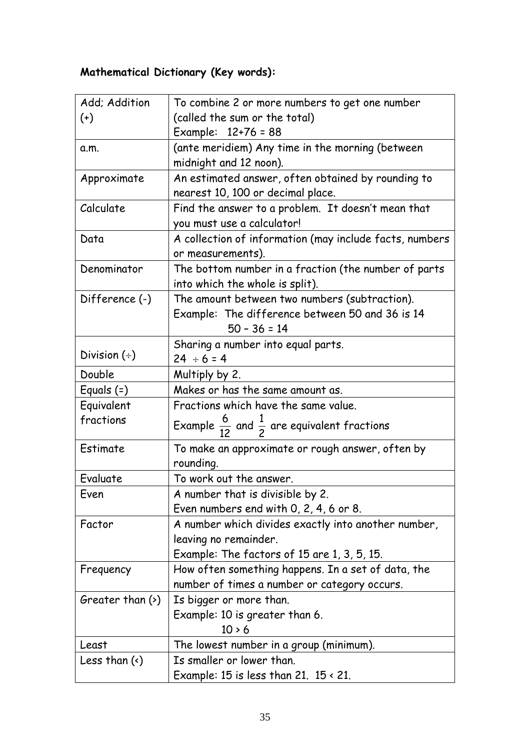**Mathematical Dictionary (Key words):**

| | |
|---|---|
| Add; Addition (+) | To combine 2 or more numbers to get one number (called the sum or the total)<br>Example: 12+76 = 88 |
| a.m. | (ante meridiem) Any time in the morning (between midnight and 12 noon). |
| Approximate | An estimated answer, often obtained by rounding to nearest 10, 100 or decimal place. |
| Calculate | Find the answer to a problem. It doesn't mean that you must use a calculator! |
| Data | A collection of information (may include facts, numbers or measurements). |
| Denominator | The bottom number in a fraction (the number of parts into which the whole is split). |
| Difference (-) | The amount between two numbers (subtraction).<br>Example: The difference between 50 and 36 is 14<br>50 – 36 = 14 |
| Division (÷) | Sharing a number into equal parts.<br>24 ÷ 6 = 4 |
| Double | Multiply by 2. |
| Equals (=) | Makes or has the same amount as. |
| Equivalent fractions | Fractions which have the same value.<br>Example $\frac{6}{12}$ and $\frac{1}{2}$ are equivalent fractions |
| Estimate | To make an approximate or rough answer, often by rounding. |
| Evaluate | To work out the answer. |
| Even | A number that is divisible by 2.<br>Even numbers end with 0, 2, 4, 6 or 8. |
| Factor | A number which divides exactly into another number, leaving no remainder.<br>Example: The factors of 15 are 1, 3, 5, 15. |
| Frequency | How often something happens. In a set of data, the number of times a number or category occurs. |
| Greater than (>) | Is bigger or more than.<br>Example: 10 is greater than 6.<br>10 > 6 |
| Least | The lowest number in a group (minimum). |
| Less than (<) | Is smaller or lower than.<br>Example: 15 is less than 21. 15 < 21. |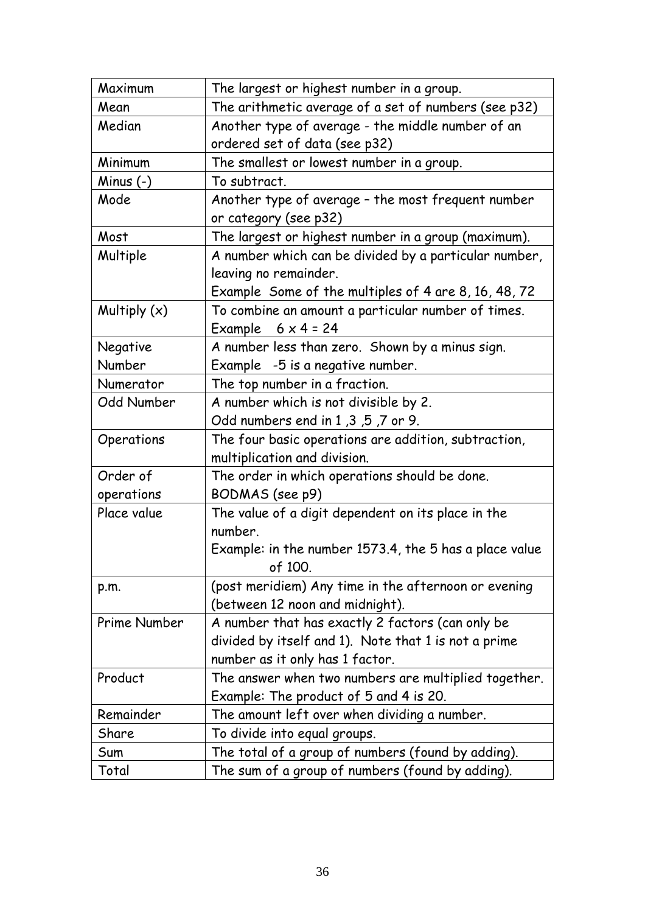| | |
|---|---|
| Maximum | The largest or highest number in a group. |
| Mean | The arithmetic average of a set of numbers (see p32) |
| Median | Another type of average - the middle number of an ordered set of data (see p32) |
| Minimum | The smallest or lowest number in a group. |
| Minus (-) | To subtract. |
| Mode | Another type of average – the most frequent number or category (see p32) |
| Most | The largest or highest number in a group (maximum). |
| Multiple | A number which can be divided by a particular number, leaving no remainder.<br>Example Some of the multiples of 4 are 8, 16, 48, 72 |
| Multiply (x) | To combine an amount a particular number of times.<br>Example $6 \times 4 = 24$ |
| Negative Number | A number less than zero. Shown by a minus sign.<br>Example -5 is a negative number. |
| Numerator | The top number in a fraction. |
| Odd Number | A number which is not divisible by 2.<br>Odd numbers end in 1 ,3 ,5 ,7 or 9. |
| Operations | The four basic operations are addition, subtraction, multiplication and division. |
| Order of operations | The order in which operations should be done.<br>BODMAS (see p9) |
| Place value | The value of a digit dependent on its place in the number.<br>Example: in the number 1573.4, the 5 has a place value of 100. |
| p.m. | (post meridiem) Any time in the afternoon or evening (between 12 noon and midnight). |
| Prime Number | A number that has exactly 2 factors (can only be divided by itself and 1). Note that 1 is not a prime number as it only has 1 factor. |
| Product | The answer when two numbers are multiplied together.<br>Example: The product of 5 and 4 is 20. |
| Remainder | The amount left over when dividing a number. |
| Share | To divide into equal groups. |
| Sum | The total of a group of numbers (found by adding). |
| Total | The sum of a group of numbers (found by adding). |